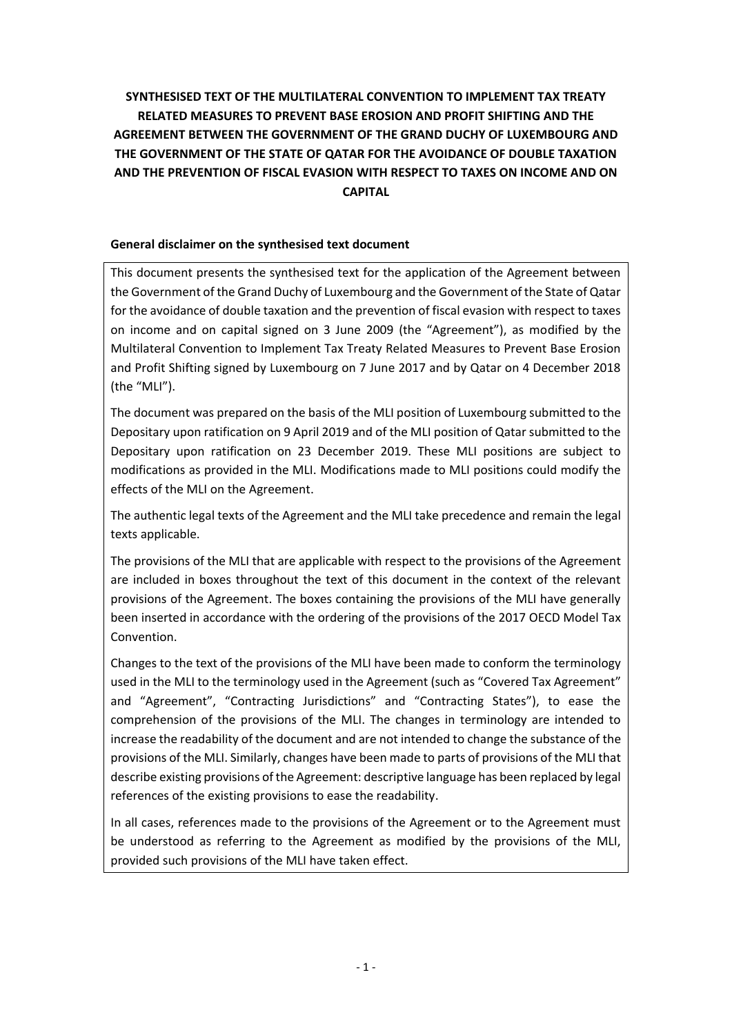# SYNTHESISED TEXT OF THE MULTILATERAL CONVENTION TO IMPLEMENT TAX TREATY RELATED MEASURES TO PREVENT BASE EROSION AND PROFIT SHIFTING AND THE AGREEMENT BETWEEN THE GOVERNMENT OF THE GRAND DUCHY OF LUXEMBOURG AND THE GOVERNMENT OF THE STATE OF QATAR FOR THE AVOIDANCE OF DOUBLE TAXATION AND THE PREVENTION OF FISCAL EVASION WITH RESPECT TO TAXES ON INCOME AND ON CAPITAL

## General disclaimer on the synthesised text document

This document presents the synthesised text for the application of the Agreement between the Government of the Grand Duchy of Luxembourg and the Government of the State of Qatar for the avoidance of double taxation and the prevention of fiscal evasion with respect to taxes on income and on capital signed on 3 June 2009 (the "Agreement"), as modified by the Multilateral Convention to Implement Tax Treaty Related Measures to Prevent Base Erosion and Profit Shifting signed by Luxembourg on 7 June 2017 and by Qatar on 4 December 2018 (the "MLI").

The document was prepared on the basis of the MLI position of Luxembourg submitted to the Depositary upon ratification on 9 April 2019 and of the MLI position of Qatar submitted to the Depositary upon ratification on 23 December 2019. These MLI positions are subject to modifications as provided in the MLI. Modifications made to MLI positions could modify the effects of the MLI on the Agreement.

The authentic legal texts of the Agreement and the MLI take precedence and remain the legal texts applicable.

The provisions of the MLI that are applicable with respect to the provisions of the Agreement are included in boxes throughout the text of this document in the context of the relevant provisions of the Agreement. The boxes containing the provisions of the MLI have generally been inserted in accordance with the ordering of the provisions of the 2017 OECD Model Tax Convention.

Changes to the text of the provisions of the MLI have been made to conform the terminology used in the MLI to the terminology used in the Agreement (such as "Covered Tax Agreement" and "Agreement", "Contracting Jurisdictions" and "Contracting States"), to ease the comprehension of the provisions of the MLI. The changes in terminology are intended to increase the readability of the document and are not intended to change the substance of the provisions of the MLI. Similarly, changes have been made to parts of provisions of the MLI that describe existing provisions of the Agreement: descriptive language has been replaced by legal references of the existing provisions to ease the readability.

In all cases, references made to the provisions of the Agreement or to the Agreement must be understood as referring to the Agreement as modified by the provisions of the MLI, provided such provisions of the MLI have taken effect.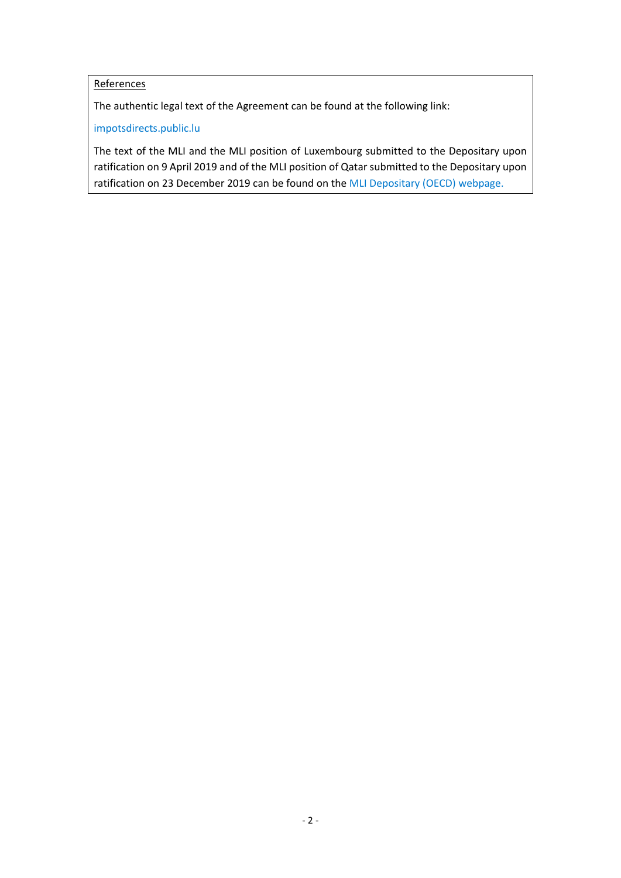References

The authentic legal text of the Agreement can be found at the following link:

impotsdirects.public.lu

The text of the MLI and the MLI position of Luxembourg submitted to the Depositary upon ratification on 9 April 2019 and of the MLI position of Qatar submitted to the Depositary upon ratification on 23 December 2019 can be found on the MLI Depositary (OECD) webpage.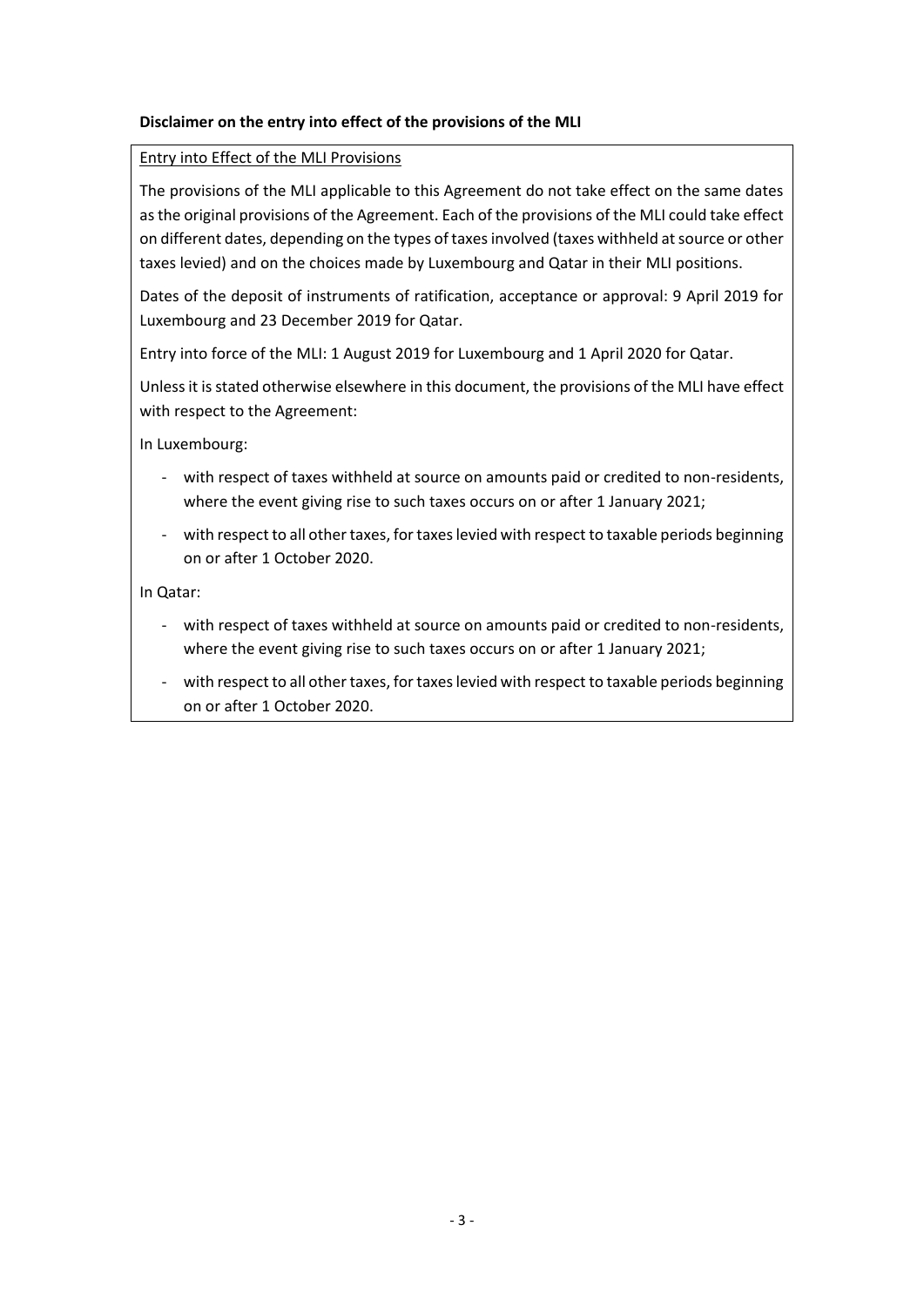**Disclaimer on the entry into effect of the provisions of the MLI**

Entry into Effect of the MLI Provisions

The provisions of the MLI applicable to this Agreement do not take effect on the same dates as the original provisions of the Agreement. Each of the provisions of the MLI could take effect on different dates, depending on the types of taxes involved (taxes withheld at source or other taxes levied) and on the choices made by Luxembourg and Qatar in their MLI positions.

Dates of the deposit of instruments of ratification, acceptance or approval: 9 April 2019 for Luxembourg and 23 December 2019 for Qatar.

Entry into force of the MLI: 1 August 2019 for Luxembourg and 1 April 2020 for Qatar.

Unless it is stated otherwise elsewhere in this document, the provisions of the MLI have effect with respect to the Agreement:

In Luxembourg:

- with respect of taxes withheld at source on amounts paid or credited to non-residents, where the event giving rise to such taxes occurs on or after 1 January 2021;
- with respect to all other taxes, for taxes levied with respect to taxable periods beginning on or after 1 October 2020.

In Qatar:

- with respect of taxes withheld at source on amounts paid or credited to non-residents, where the event giving rise to such taxes occurs on or after 1 January 2021;
- with respect to all other taxes, for taxes levied with respect to taxable periods beginning on or after 1 October 2020.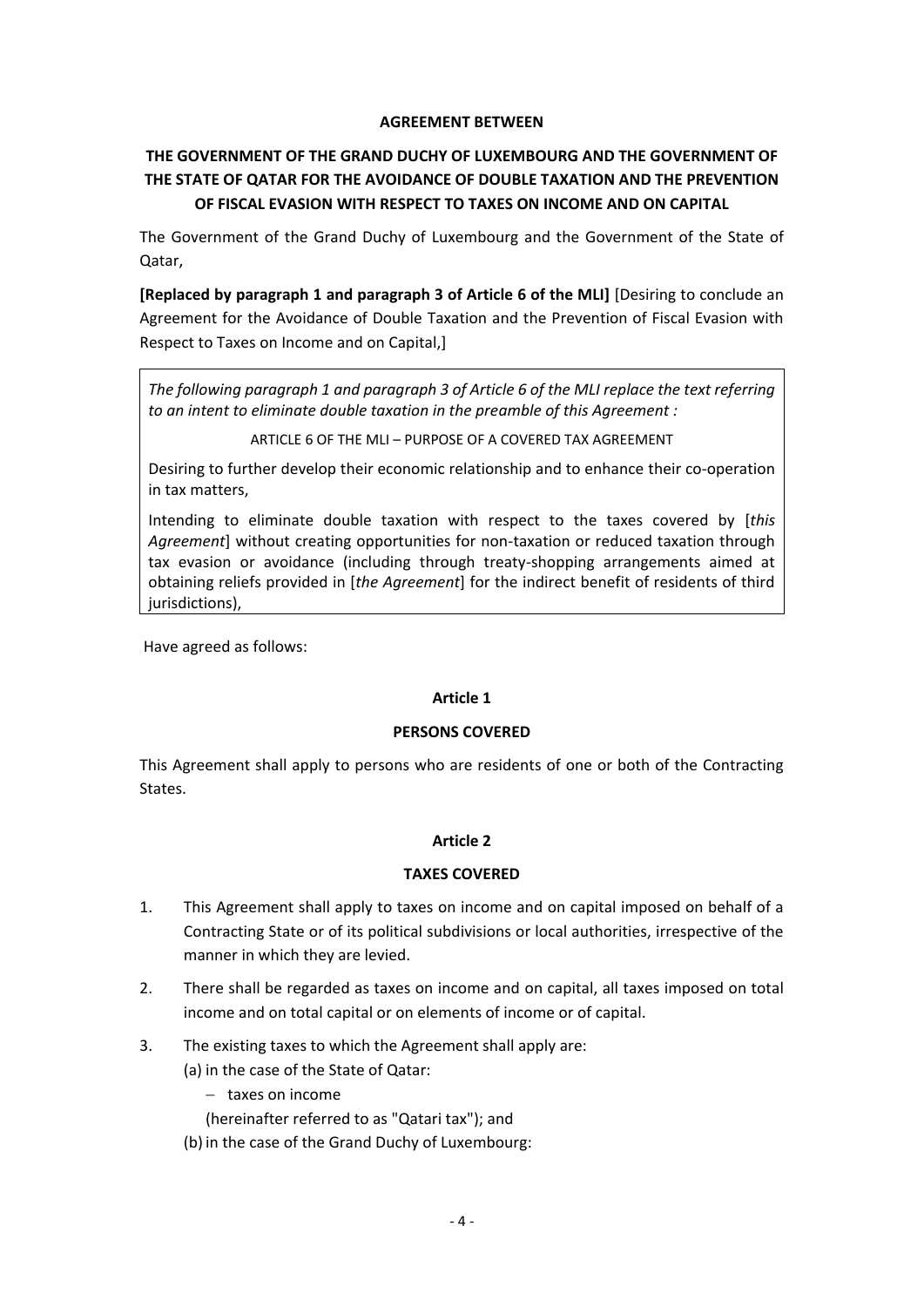**AGREEMENT BETWEEN**

**THE GOVERNMENT OF THE GRAND DUCHY OF LUXEMBOURG AND THE GOVERNMENT OF THE STATE OF QATAR FOR THE AVOIDANCE OF DOUBLE TAXATION AND THE PREVENTION OF FISCAL EVASION WITH RESPECT TO TAXES ON INCOME AND ON CAPITAL**

The Government of the Grand Duchy of Luxembourg and the Government of the State of Qatar,

**[Replaced by paragraph 1 and paragraph 3 of Article 6 of the MLI]** [Desiring to conclude an Agreement for the Avoidance of Double Taxation and the Prevention of Fiscal Evasion with Respect to Taxes on Income and on Capital,]

> *The following paragraph 1 and paragraph 3 of Article 6 of the MLI replace the text referring to an intent to eliminate double taxation in the preamble of this Agreement :*
>
> ARTICLE 6 OF THE MLI – PURPOSE OF A COVERED TAX AGREEMENT
>
> Desiring to further develop their economic relationship and to enhance their co-operation in tax matters,
>
> Intending to eliminate double taxation with respect to the taxes covered by [*this Agreement*] without creating opportunities for non-taxation or reduced taxation through tax evasion or avoidance (including through treaty-shopping arrangements aimed at obtaining reliefs provided in [*the Agreement*] for the indirect benefit of residents of third jurisdictions),

Have agreed as follows:

**Article 1**

**PERSONS COVERED**

This Agreement shall apply to persons who are residents of one or both of the Contracting States.

**Article 2**

**TAXES COVERED**

1. This Agreement shall apply to taxes on income and on capital imposed on behalf of a Contracting State or of its political subdivisions or local authorities, irrespective of the manner in which they are levied.

2. There shall be regarded as taxes on income and on capital, all taxes imposed on total income and on total capital or on elements of income or of capital.

3. The existing taxes to which the Agreement shall apply are:
   (a) in the case of the State of Qatar:
   - taxes on income

   (hereinafter referred to as "Qatari tax"); and
   (b) in the case of the Grand Duchy of Luxembourg: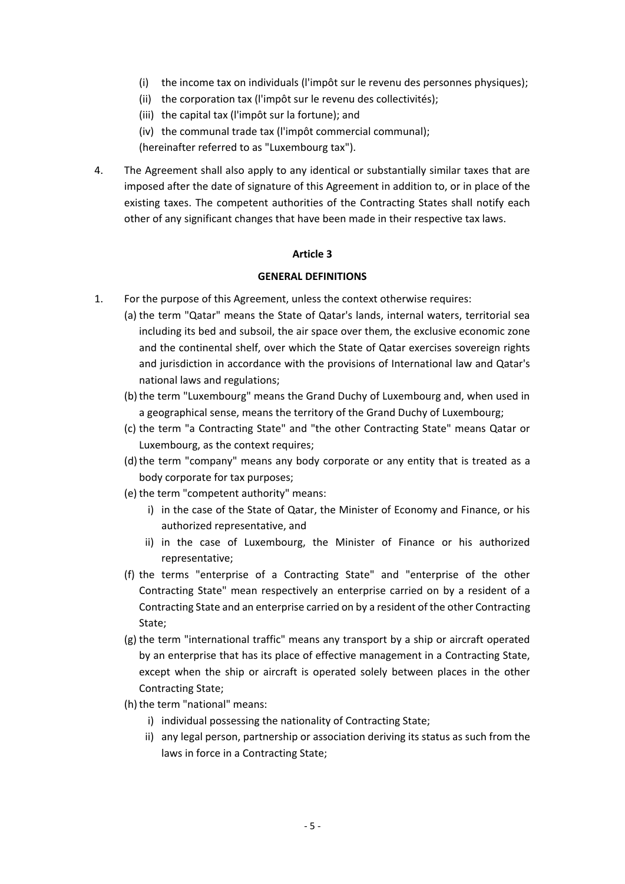(i) the income tax on individuals (l'impôt sur le revenu des personnes physiques);

(ii) the corporation tax (l'impôt sur le revenu des collectivités);

(iii) the capital tax (l'impôt sur la fortune); and

(iv) the communal trade tax (l'impôt commercial communal);

(hereinafter referred to as "Luxembourg tax").

4. The Agreement shall also apply to any identical or substantially similar taxes that are imposed after the date of signature of this Agreement in addition to, or in place of the existing taxes. The competent authorities of the Contracting States shall notify each other of any significant changes that have been made in their respective tax laws.

**Article 3**

**GENERAL DEFINITIONS**

1. For the purpose of this Agreement, unless the context otherwise requires:

   (a) the term "Qatar" means the State of Qatar's lands, internal waters, territorial sea including its bed and subsoil, the air space over them, the exclusive economic zone and the continental shelf, over which the State of Qatar exercises sovereign rights and jurisdiction in accordance with the provisions of International law and Qatar's national laws and regulations;

   (b) the term "Luxembourg" means the Grand Duchy of Luxembourg and, when used in a geographical sense, means the territory of the Grand Duchy of Luxembourg;

   (c) the term "a Contracting State" and "the other Contracting State" means Qatar or Luxembourg, as the context requires;

   (d) the term "company" means any body corporate or any entity that is treated as a body corporate for tax purposes;

   (e) the term "competent authority" means:

      i) in the case of the State of Qatar, the Minister of Economy and Finance, or his authorized representative, and

      ii) in the case of Luxembourg, the Minister of Finance or his authorized representative;

   (f) the terms "enterprise of a Contracting State" and "enterprise of the other Contracting State" mean respectively an enterprise carried on by a resident of a Contracting State and an enterprise carried on by a resident of the other Contracting State;

   (g) the term "international traffic" means any transport by a ship or aircraft operated by an enterprise that has its place of effective management in a Contracting State, except when the ship or aircraft is operated solely between places in the other Contracting State;

   (h) the term "national" means:

      i) individual possessing the nationality of Contracting State;

      ii) any legal person, partnership or association deriving its status as such from the laws in force in a Contracting State;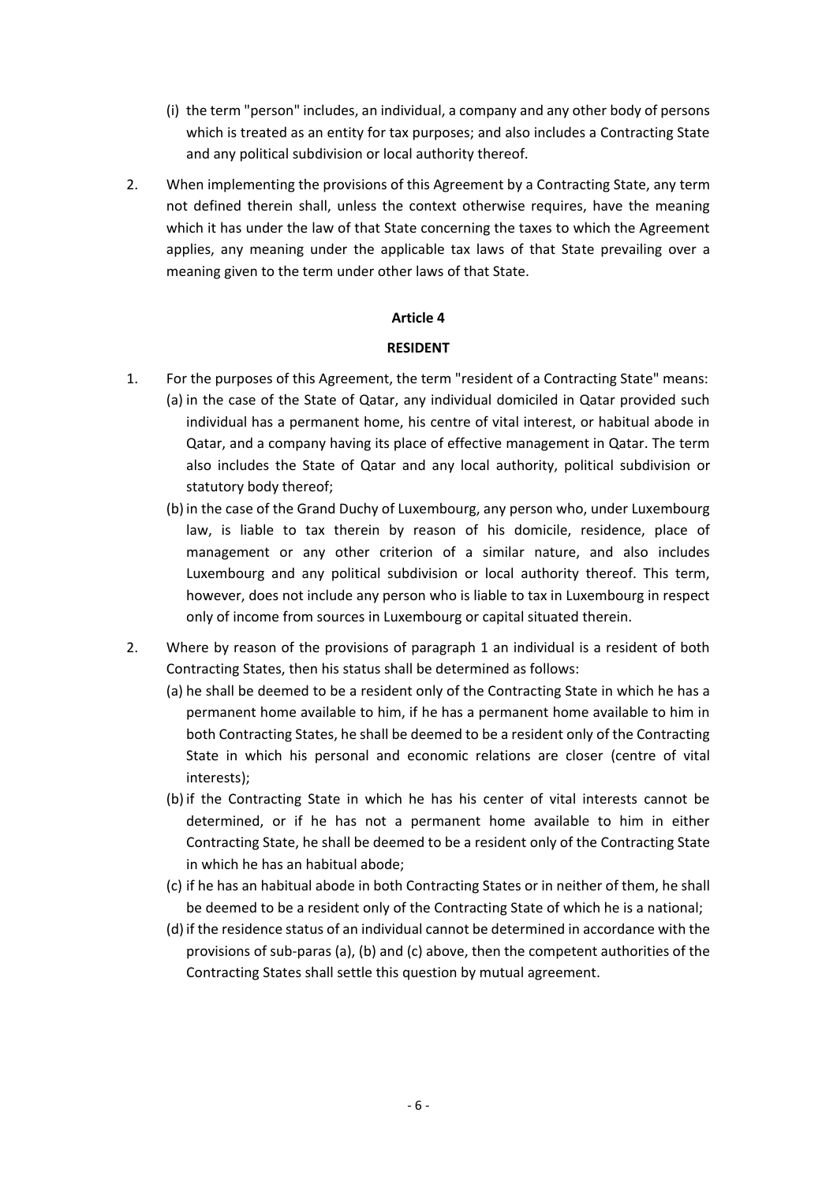(i) the term "person" includes, an individual, a company and any other body of persons which is treated as an entity for tax purposes; and also includes a Contracting State and any political subdivision or local authority thereof.

2. When implementing the provisions of this Agreement by a Contracting State, any term not defined therein shall, unless the context otherwise requires, have the meaning which it has under the law of that State concerning the taxes to which the Agreement applies, any meaning under the applicable tax laws of that State prevailing over a meaning given to the term under other laws of that State.

**Article 4**

**RESIDENT**

1. For the purposes of this Agreement, the term "resident of a Contracting State" means:
   (a) in the case of the State of Qatar, any individual domiciled in Qatar provided such individual has a permanent home, his centre of vital interest, or habitual abode in Qatar, and a company having its place of effective management in Qatar. The term also includes the State of Qatar and any local authority, political subdivision or statutory body thereof;
   (b) in the case of the Grand Duchy of Luxembourg, any person who, under Luxembourg law, is liable to tax therein by reason of his domicile, residence, place of management or any other criterion of a similar nature, and also includes Luxembourg and any political subdivision or local authority thereof. This term, however, does not include any person who is liable to tax in Luxembourg in respect only of income from sources in Luxembourg or capital situated therein.

2. Where by reason of the provisions of paragraph 1 an individual is a resident of both Contracting States, then his status shall be determined as follows:
   (a) he shall be deemed to be a resident only of the Contracting State in which he has a permanent home available to him, if he has a permanent home available to him in both Contracting States, he shall be deemed to be a resident only of the Contracting State in which his personal and economic relations are closer (centre of vital interests);
   (b) if the Contracting State in which he has his center of vital interests cannot be determined, or if he has not a permanent home available to him in either Contracting State, he shall be deemed to be a resident only of the Contracting State in which he has an habitual abode;
   (c) if he has an habitual abode in both Contracting States or in neither of them, he shall be deemed to be a resident only of the Contracting State of which he is a national;
   (d) if the residence status of an individual cannot be determined in accordance with the provisions of sub-paras (a), (b) and (c) above, then the competent authorities of the Contracting States shall settle this question by mutual agreement.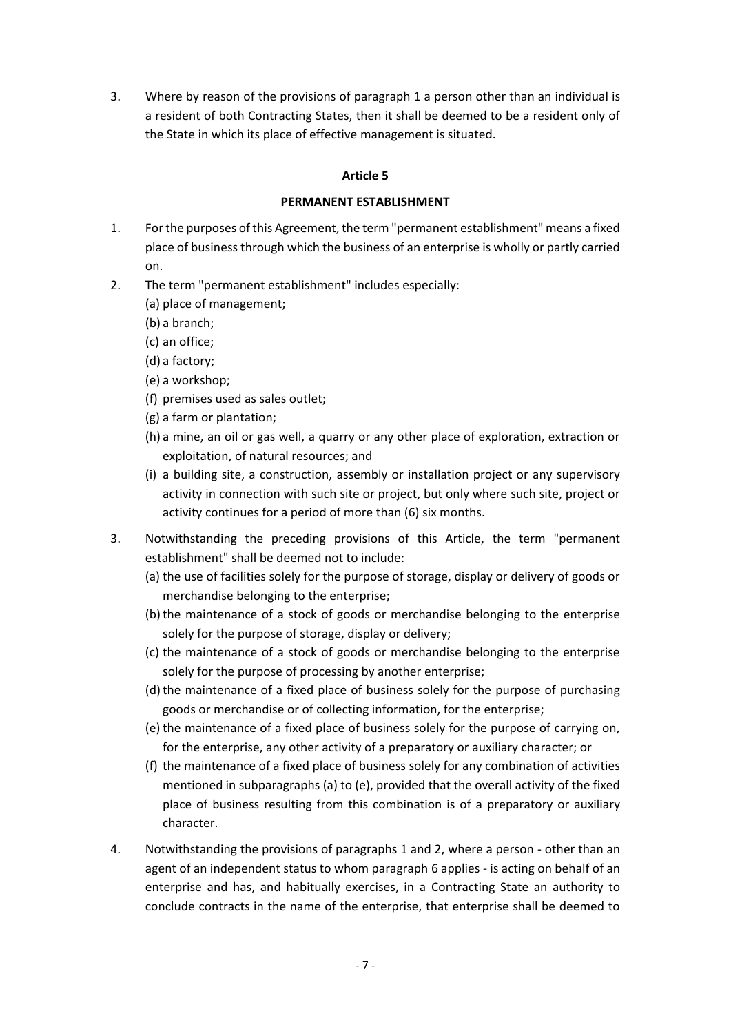3. Where by reason of the provisions of paragraph 1 a person other than an individual is a resident of both Contracting States, then it shall be deemed to be a resident only of the State in which its place of effective management is situated.

## Article 5

## PERMANENT ESTABLISHMENT

1. For the purposes of this Agreement, the term "permanent establishment" means a fixed place of business through which the business of an enterprise is wholly or partly carried on.

2. The term "permanent establishment" includes especially:
   (a) place of management;
   (b) a branch;
   (c) an office;
   (d) a factory;
   (e) a workshop;
   (f) premises used as sales outlet;
   (g) a farm or plantation;
   (h) a mine, an oil or gas well, a quarry or any other place of exploration, extraction or exploitation, of natural resources; and
   (i) a building site, a construction, assembly or installation project or any supervisory activity in connection with such site or project, but only where such site, project or activity continues for a period of more than (6) six months.

3. Notwithstanding the preceding provisions of this Article, the term "permanent establishment" shall be deemed not to include:
   (a) the use of facilities solely for the purpose of storage, display or delivery of goods or merchandise belonging to the enterprise;
   (b) the maintenance of a stock of goods or merchandise belonging to the enterprise solely for the purpose of storage, display or delivery;
   (c) the maintenance of a stock of goods or merchandise belonging to the enterprise solely for the purpose of processing by another enterprise;
   (d) the maintenance of a fixed place of business solely for the purpose of purchasing goods or merchandise or of collecting information, for the enterprise;
   (e) the maintenance of a fixed place of business solely for the purpose of carrying on, for the enterprise, any other activity of a preparatory or auxiliary character; or
   (f) the maintenance of a fixed place of business solely for any combination of activities mentioned in subparagraphs (a) to (e), provided that the overall activity of the fixed place of business resulting from this combination is of a preparatory or auxiliary character.

4. Notwithstanding the provisions of paragraphs 1 and 2, where a person - other than an agent of an independent status to whom paragraph 6 applies - is acting on behalf of an enterprise and has, and habitually exercises, in a Contracting State an authority to conclude contracts in the name of the enterprise, that enterprise shall be deemed to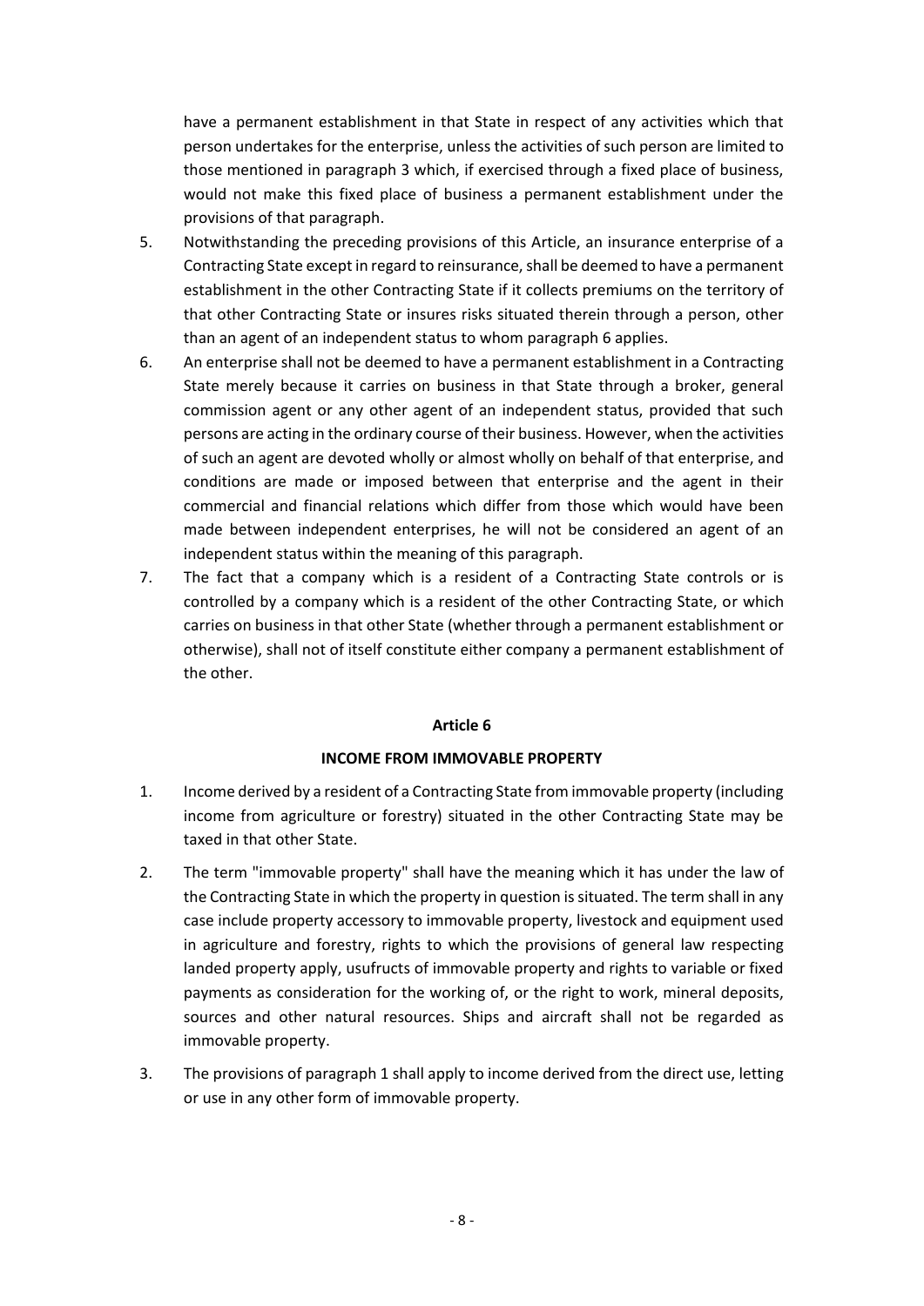have a permanent establishment in that State in respect of any activities which that person undertakes for the enterprise, unless the activities of such person are limited to those mentioned in paragraph 3 which, if exercised through a fixed place of business, would not make this fixed place of business a permanent establishment under the provisions of that paragraph.

5. Notwithstanding the preceding provisions of this Article, an insurance enterprise of a Contracting State except in regard to reinsurance, shall be deemed to have a permanent establishment in the other Contracting State if it collects premiums on the territory of that other Contracting State or insures risks situated therein through a person, other than an agent of an independent status to whom paragraph 6 applies.

6. An enterprise shall not be deemed to have a permanent establishment in a Contracting State merely because it carries on business in that State through a broker, general commission agent or any other agent of an independent status, provided that such persons are acting in the ordinary course of their business. However, when the activities of such an agent are devoted wholly or almost wholly on behalf of that enterprise, and conditions are made or imposed between that enterprise and the agent in their commercial and financial relations which differ from those which would have been made between independent enterprises, he will not be considered an agent of an independent status within the meaning of this paragraph.

7. The fact that a company which is a resident of a Contracting State controls or is controlled by a company which is a resident of the other Contracting State, or which carries on business in that other State (whether through a permanent establishment or otherwise), shall not of itself constitute either company a permanent establishment of the other.

**Article 6**

**INCOME FROM IMMOVABLE PROPERTY**

1. Income derived by a resident of a Contracting State from immovable property (including income from agriculture or forestry) situated in the other Contracting State may be taxed in that other State.

2. The term "immovable property" shall have the meaning which it has under the law of the Contracting State in which the property in question is situated. The term shall in any case include property accessory to immovable property, livestock and equipment used in agriculture and forestry, rights to which the provisions of general law respecting landed property apply, usufructs of immovable property and rights to variable or fixed payments as consideration for the working of, or the right to work, mineral deposits, sources and other natural resources. Ships and aircraft shall not be regarded as immovable property.

3. The provisions of paragraph 1 shall apply to income derived from the direct use, letting or use in any other form of immovable property.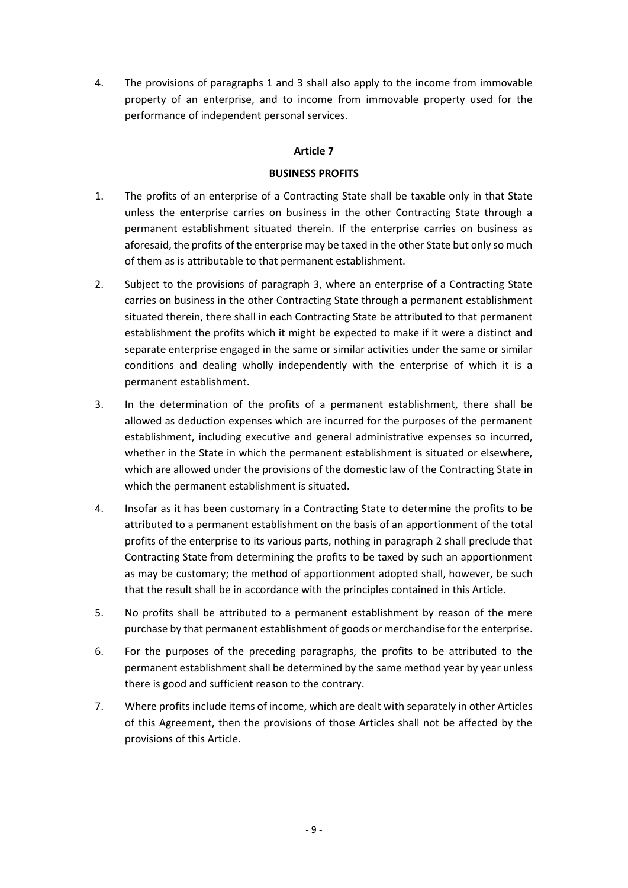4. The provisions of paragraphs 1 and 3 shall also apply to the income from immovable property of an enterprise, and to income from immovable property used for the performance of independent personal services.

**Article 7**

**BUSINESS PROFITS**

1. The profits of an enterprise of a Contracting State shall be taxable only in that State unless the enterprise carries on business in the other Contracting State through a permanent establishment situated therein. If the enterprise carries on business as aforesaid, the profits of the enterprise may be taxed in the other State but only so much of them as is attributable to that permanent establishment.

2. Subject to the provisions of paragraph 3, where an enterprise of a Contracting State carries on business in the other Contracting State through a permanent establishment situated therein, there shall in each Contracting State be attributed to that permanent establishment the profits which it might be expected to make if it were a distinct and separate enterprise engaged in the same or similar activities under the same or similar conditions and dealing wholly independently with the enterprise of which it is a permanent establishment.

3. In the determination of the profits of a permanent establishment, there shall be allowed as deduction expenses which are incurred for the purposes of the permanent establishment, including executive and general administrative expenses so incurred, whether in the State in which the permanent establishment is situated or elsewhere, which are allowed under the provisions of the domestic law of the Contracting State in which the permanent establishment is situated.

4. Insofar as it has been customary in a Contracting State to determine the profits to be attributed to a permanent establishment on the basis of an apportionment of the total profits of the enterprise to its various parts, nothing in paragraph 2 shall preclude that Contracting State from determining the profits to be taxed by such an apportionment as may be customary; the method of apportionment adopted shall, however, be such that the result shall be in accordance with the principles contained in this Article.

5. No profits shall be attributed to a permanent establishment by reason of the mere purchase by that permanent establishment of goods or merchandise for the enterprise.

6. For the purposes of the preceding paragraphs, the profits to be attributed to the permanent establishment shall be determined by the same method year by year unless there is good and sufficient reason to the contrary.

7. Where profits include items of income, which are dealt with separately in other Articles of this Agreement, then the provisions of those Articles shall not be affected by the provisions of this Article.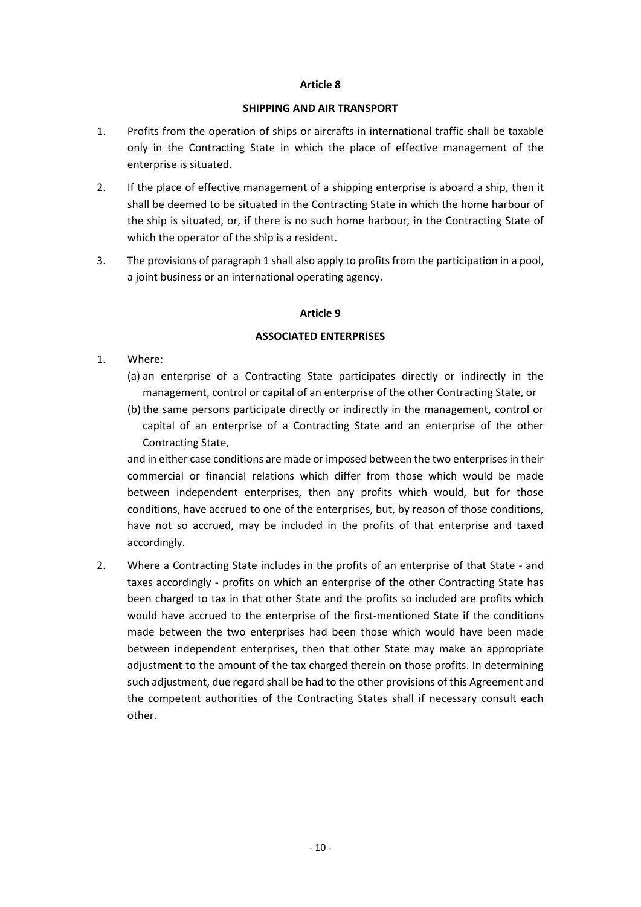## Article 8

### SHIPPING AND AIR TRANSPORT

1. Profits from the operation of ships or aircrafts in international traffic shall be taxable only in the Contracting State in which the place of effective management of the enterprise is situated.

2. If the place of effective management of a shipping enterprise is aboard a ship, then it shall be deemed to be situated in the Contracting State in which the home harbour of the ship is situated, or, if there is no such home harbour, in the Contracting State of which the operator of the ship is a resident.

3. The provisions of paragraph 1 shall also apply to profits from the participation in a pool, a joint business or an international operating agency.

## Article 9

### ASSOCIATED ENTERPRISES

1. Where:
   (a) an enterprise of a Contracting State participates directly or indirectly in the management, control or capital of an enterprise of the other Contracting State, or
   (b) the same persons participate directly or indirectly in the management, control or capital of an enterprise of a Contracting State and an enterprise of the other Contracting State,

   and in either case conditions are made or imposed between the two enterprises in their commercial or financial relations which differ from those which would be made between independent enterprises, then any profits which would, but for those conditions, have accrued to one of the enterprises, but, by reason of those conditions, have not so accrued, may be included in the profits of that enterprise and taxed accordingly.

2. Where a Contracting State includes in the profits of an enterprise of that State - and taxes accordingly - profits on which an enterprise of the other Contracting State has been charged to tax in that other State and the profits so included are profits which would have accrued to the enterprise of the first-mentioned State if the conditions made between the two enterprises had been those which would have been made between independent enterprises, then that other State may make an appropriate adjustment to the amount of the tax charged therein on those profits. In determining such adjustment, due regard shall be had to the other provisions of this Agreement and the competent authorities of the Contracting States shall if necessary consult each other.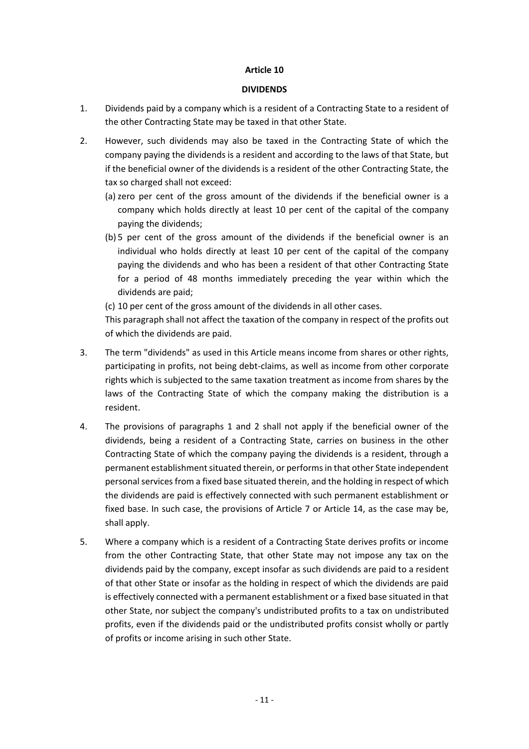## Article 10

## DIVIDENDS

1. Dividends paid by a company which is a resident of a Contracting State to a resident of the other Contracting State may be taxed in that other State.

2. However, such dividends may also be taxed in the Contracting State of which the company paying the dividends is a resident and according to the laws of that State, but if the beneficial owner of the dividends is a resident of the other Contracting State, the tax so charged shall not exceed:
   (a) zero per cent of the gross amount of the dividends if the beneficial owner is a company which holds directly at least 10 per cent of the capital of the company paying the dividends;
   (b) 5 per cent of the gross amount of the dividends if the beneficial owner is an individual who holds directly at least 10 per cent of the capital of the company paying the dividends and who has been a resident of that other Contracting State for a period of 48 months immediately preceding the year within which the dividends are paid;
   (c) 10 per cent of the gross amount of the dividends in all other cases.

   This paragraph shall not affect the taxation of the company in respect of the profits out of which the dividends are paid.

3. The term "dividends" as used in this Article means income from shares or other rights, participating in profits, not being debt-claims, as well as income from other corporate rights which is subjected to the same taxation treatment as income from shares by the laws of the Contracting State of which the company making the distribution is a resident.

4. The provisions of paragraphs 1 and 2 shall not apply if the beneficial owner of the dividends, being a resident of a Contracting State, carries on business in the other Contracting State of which the company paying the dividends is a resident, through a permanent establishment situated therein, or performs in that other State independent personal services from a fixed base situated therein, and the holding in respect of which the dividends are paid is effectively connected with such permanent establishment or fixed base. In such case, the provisions of Article 7 or Article 14, as the case may be, shall apply.

5. Where a company which is a resident of a Contracting State derives profits or income from the other Contracting State, that other State may not impose any tax on the dividends paid by the company, except insofar as such dividends are paid to a resident of that other State or insofar as the holding in respect of which the dividends are paid is effectively connected with a permanent establishment or a fixed base situated in that other State, nor subject the company's undistributed profits to a tax on undistributed profits, even if the dividends paid or the undistributed profits consist wholly or partly of profits or income arising in such other State.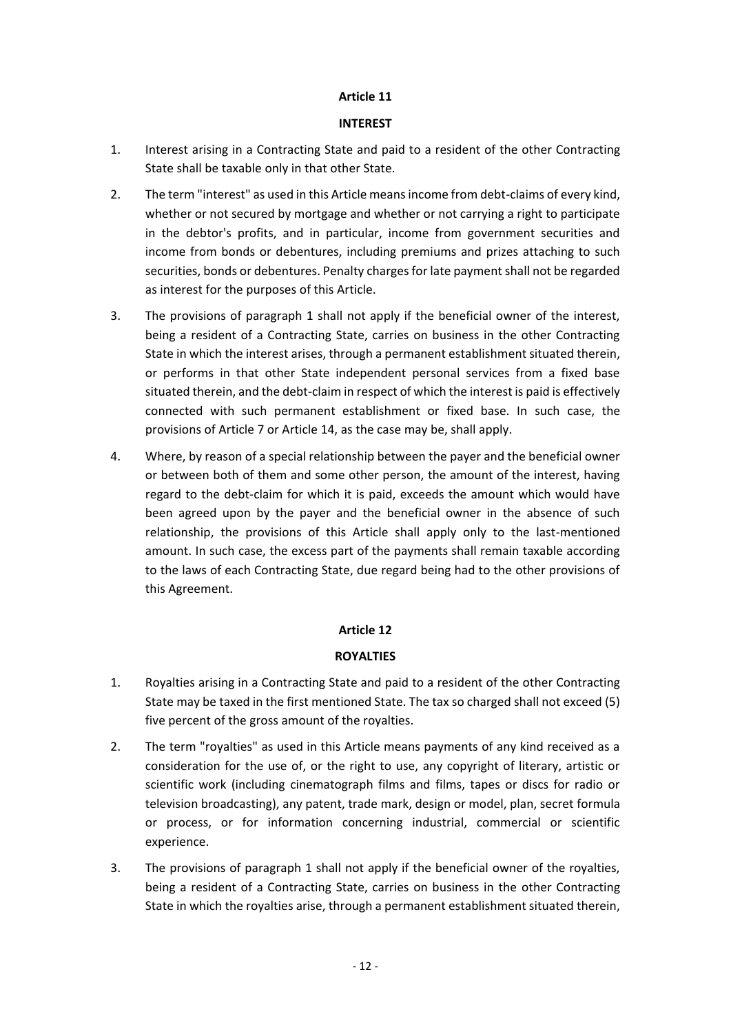## Article 11

## INTEREST

1. Interest arising in a Contracting State and paid to a resident of the other Contracting State shall be taxable only in that other State.

2. The term "interest" as used in this Article means income from debt-claims of every kind, whether or not secured by mortgage and whether or not carrying a right to participate in the debtor's profits, and in particular, income from government securities and income from bonds or debentures, including premiums and prizes attaching to such securities, bonds or debentures. Penalty charges for late payment shall not be regarded as interest for the purposes of this Article.

3. The provisions of paragraph 1 shall not apply if the beneficial owner of the interest, being a resident of a Contracting State, carries on business in the other Contracting State in which the interest arises, through a permanent establishment situated therein, or performs in that other State independent personal services from a fixed base situated therein, and the debt-claim in respect of which the interest is paid is effectively connected with such permanent establishment or fixed base. In such case, the provisions of Article 7 or Article 14, as the case may be, shall apply.

4. Where, by reason of a special relationship between the payer and the beneficial owner or between both of them and some other person, the amount of the interest, having regard to the debt-claim for which it is paid, exceeds the amount which would have been agreed upon by the payer and the beneficial owner in the absence of such relationship, the provisions of this Article shall apply only to the last-mentioned amount. In such case, the excess part of the payments shall remain taxable according to the laws of each Contracting State, due regard being had to the other provisions of this Agreement.

## Article 12

## ROYALTIES

1. Royalties arising in a Contracting State and paid to a resident of the other Contracting State may be taxed in the first mentioned State. The tax so charged shall not exceed (5) five percent of the gross amount of the royalties.

2. The term "royalties" as used in this Article means payments of any kind received as a consideration for the use of, or the right to use, any copyright of literary, artistic or scientific work (including cinematograph films and films, tapes or discs for radio or television broadcasting), any patent, trade mark, design or model, plan, secret formula or process, or for information concerning industrial, commercial or scientific experience.

3. The provisions of paragraph 1 shall not apply if the beneficial owner of the royalties, being a resident of a Contracting State, carries on business in the other Contracting State in which the royalties arise, through a permanent establishment situated therein,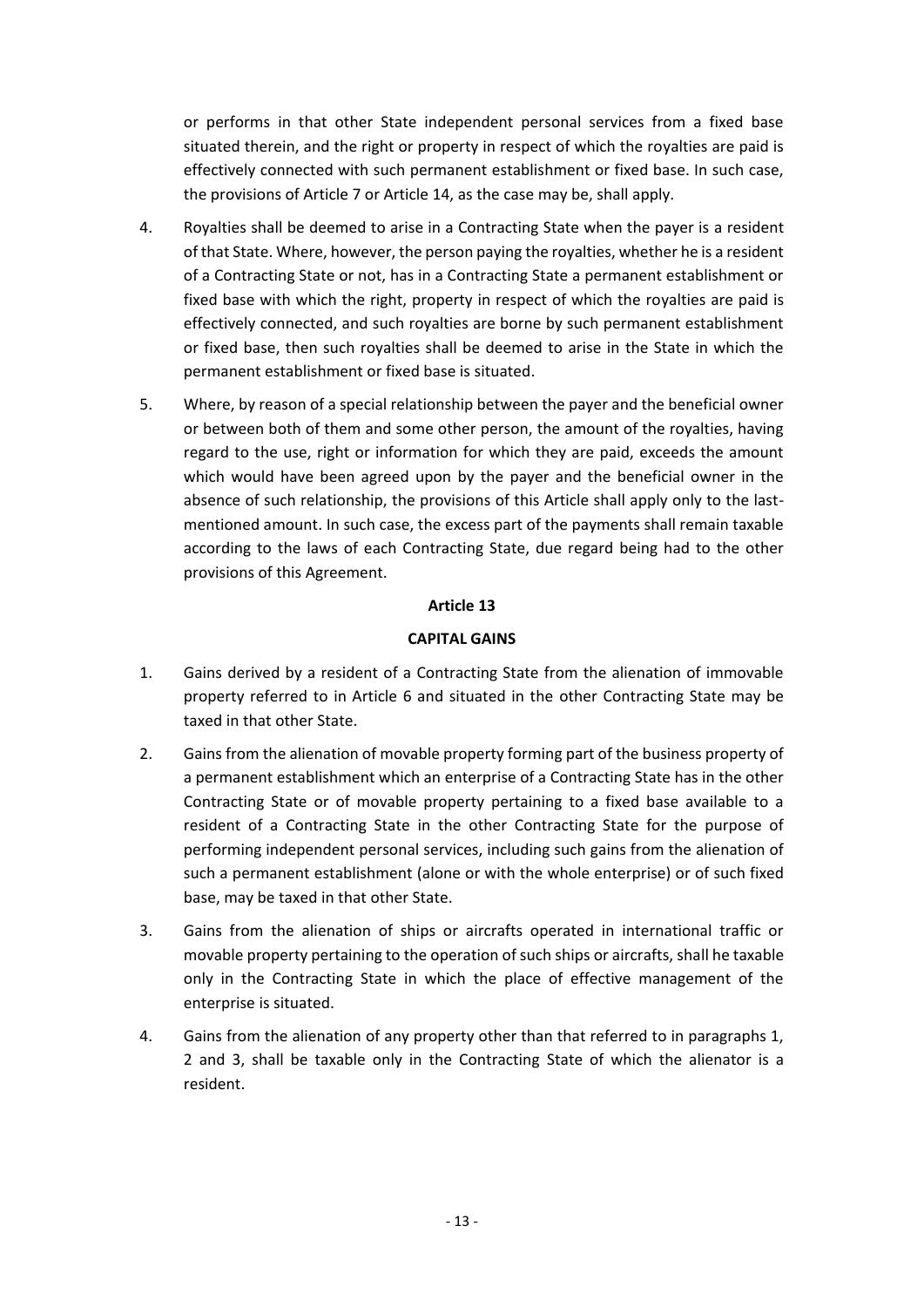or performs in that other State independent personal services from a fixed base situated therein, and the right or property in respect of which the royalties are paid is effectively connected with such permanent establishment or fixed base. In such case, the provisions of Article 7 or Article 14, as the case may be, shall apply.

4. Royalties shall be deemed to arise in a Contracting State when the payer is a resident of that State. Where, however, the person paying the royalties, whether he is a resident of a Contracting State or not, has in a Contracting State a permanent establishment or fixed base with which the right, property in respect of which the royalties are paid is effectively connected, and such royalties are borne by such permanent establishment or fixed base, then such royalties shall be deemed to arise in the State in which the permanent establishment or fixed base is situated.

5. Where, by reason of a special relationship between the payer and the beneficial owner or between both of them and some other person, the amount of the royalties, having regard to the use, right or information for which they are paid, exceeds the amount which would have been agreed upon by the payer and the beneficial owner in the absence of such relationship, the provisions of this Article shall apply only to the last-mentioned amount. In such case, the excess part of the payments shall remain taxable according to the laws of each Contracting State, due regard being had to the other provisions of this Agreement.

## Article 13

## CAPITAL GAINS

1. Gains derived by a resident of a Contracting State from the alienation of immovable property referred to in Article 6 and situated in the other Contracting State may be taxed in that other State.

2. Gains from the alienation of movable property forming part of the business property of a permanent establishment which an enterprise of a Contracting State has in the other Contracting State or of movable property pertaining to a fixed base available to a resident of a Contracting State in the other Contracting State for the purpose of performing independent personal services, including such gains from the alienation of such a permanent establishment (alone or with the whole enterprise) or of such fixed base, may be taxed in that other State.

3. Gains from the alienation of ships or aircrafts operated in international traffic or movable property pertaining to the operation of such ships or aircrafts, shall he taxable only in the Contracting State in which the place of effective management of the enterprise is situated.

4. Gains from the alienation of any property other than that referred to in paragraphs 1, 2 and 3, shall be taxable only in the Contracting State of which the alienator is a resident.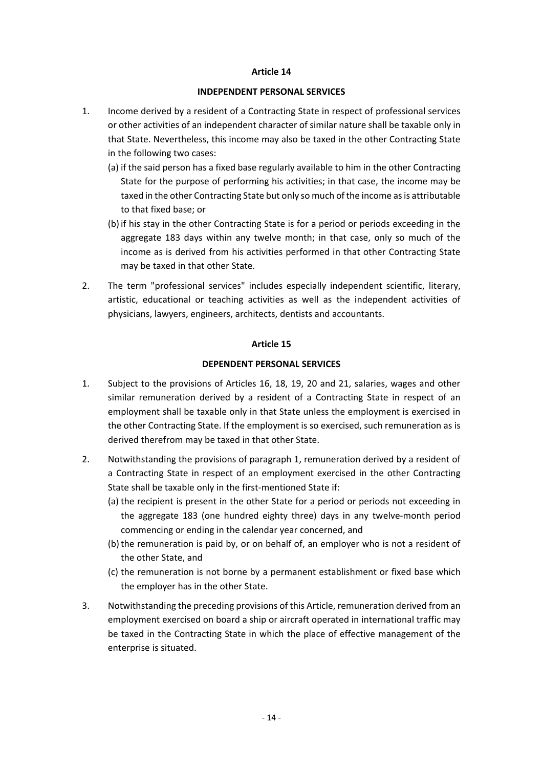**Article 14**

**INDEPENDENT PERSONAL SERVICES**

1. Income derived by a resident of a Contracting State in respect of professional services or other activities of an independent character of similar nature shall be taxable only in that State. Nevertheless, this income may also be taxed in the other Contracting State in the following two cases:
   (a) if the said person has a fixed base regularly available to him in the other Contracting State for the purpose of performing his activities; in that case, the income may be taxed in the other Contracting State but only so much of the income as is attributable to that fixed base; or
   (b) if his stay in the other Contracting State is for a period or periods exceeding in the aggregate 183 days within any twelve month; in that case, only so much of the income as is derived from his activities performed in that other Contracting State may be taxed in that other State.

2. The term "professional services" includes especially independent scientific, literary, artistic, educational or teaching activities as well as the independent activities of physicians, lawyers, engineers, architects, dentists and accountants.

**Article 15**

**DEPENDENT PERSONAL SERVICES**

1. Subject to the provisions of Articles 16, 18, 19, 20 and 21, salaries, wages and other similar remuneration derived by a resident of a Contracting State in respect of an employment shall be taxable only in that State unless the employment is exercised in the other Contracting State. If the employment is so exercised, such remuneration as is derived therefrom may be taxed in that other State.

2. Notwithstanding the provisions of paragraph 1, remuneration derived by a resident of a Contracting State in respect of an employment exercised in the other Contracting State shall be taxable only in the first-mentioned State if:
   (a) the recipient is present in the other State for a period or periods not exceeding in the aggregate 183 (one hundred eighty three) days in any twelve-month period commencing or ending in the calendar year concerned, and
   (b) the remuneration is paid by, or on behalf of, an employer who is not a resident of the other State, and
   (c) the remuneration is not borne by a permanent establishment or fixed base which the employer has in the other State.

3. Notwithstanding the preceding provisions of this Article, remuneration derived from an employment exercised on board a ship or aircraft operated in international traffic may be taxed in the Contracting State in which the place of effective management of the enterprise is situated.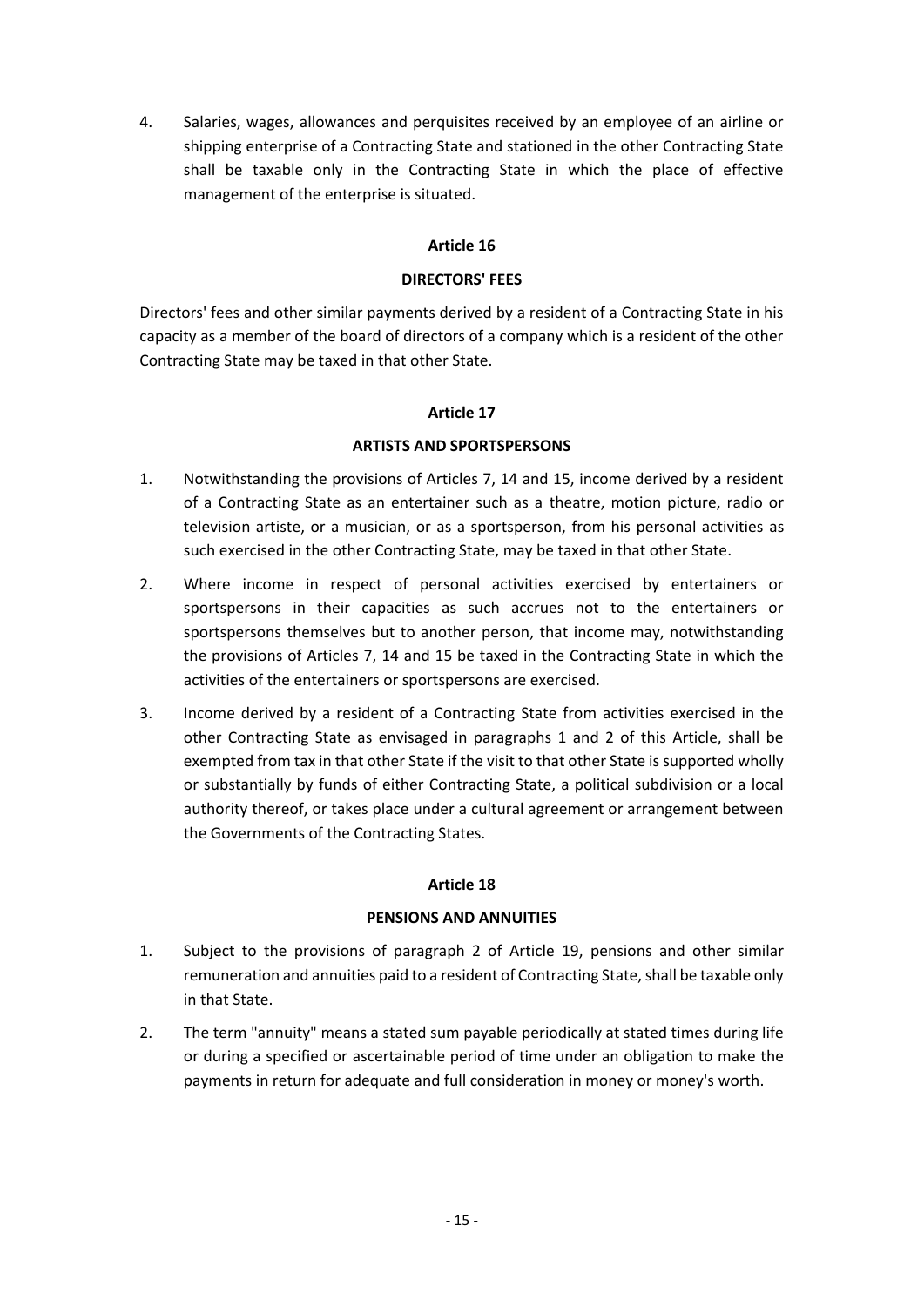4. Salaries, wages, allowances and perquisites received by an employee of an airline or shipping enterprise of a Contracting State and stationed in the other Contracting State shall be taxable only in the Contracting State in which the place of effective management of the enterprise is situated.

## Article 16

### DIRECTORS' FEES

Directors' fees and other similar payments derived by a resident of a Contracting State in his capacity as a member of the board of directors of a company which is a resident of the other Contracting State may be taxed in that other State.

## Article 17

### ARTISTS AND SPORTSPERSONS

1. Notwithstanding the provisions of Articles 7, 14 and 15, income derived by a resident of a Contracting State as an entertainer such as a theatre, motion picture, radio or television artiste, or a musician, or as a sportsperson, from his personal activities as such exercised in the other Contracting State, may be taxed in that other State.

2. Where income in respect of personal activities exercised by entertainers or sportspersons in their capacities as such accrues not to the entertainers or sportspersons themselves but to another person, that income may, notwithstanding the provisions of Articles 7, 14 and 15 be taxed in the Contracting State in which the activities of the entertainers or sportspersons are exercised.

3. Income derived by a resident of a Contracting State from activities exercised in the other Contracting State as envisaged in paragraphs 1 and 2 of this Article, shall be exempted from tax in that other State if the visit to that other State is supported wholly or substantially by funds of either Contracting State, a political subdivision or a local authority thereof, or takes place under a cultural agreement or arrangement between the Governments of the Contracting States.

## Article 18

### PENSIONS AND ANNUITIES

1. Subject to the provisions of paragraph 2 of Article 19, pensions and other similar remuneration and annuities paid to a resident of Contracting State, shall be taxable only in that State.

2. The term "annuity" means a stated sum payable periodically at stated times during life or during a specified or ascertainable period of time under an obligation to make the payments in return for adequate and full consideration in money or money's worth.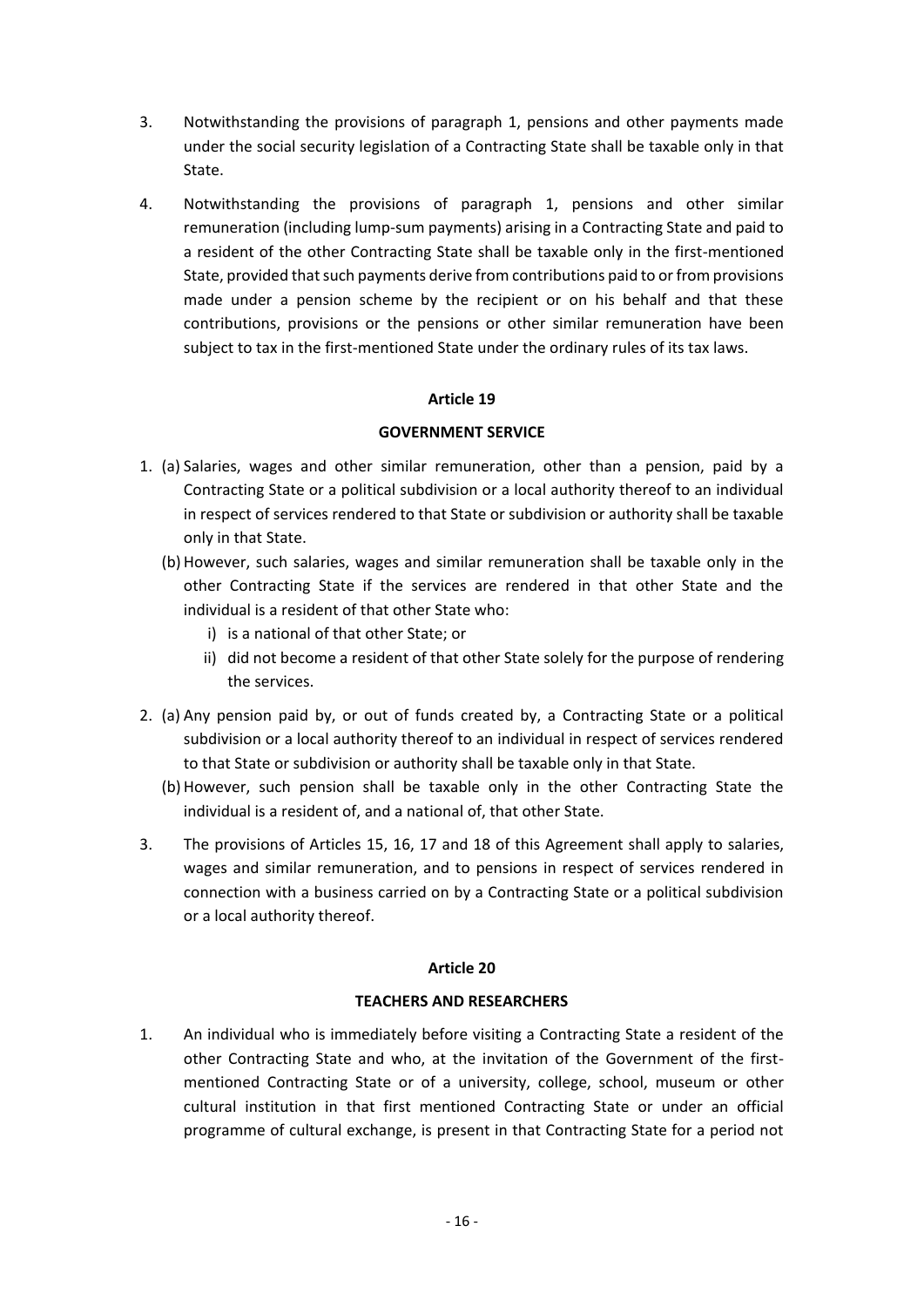3. Notwithstanding the provisions of paragraph 1, pensions and other payments made under the social security legislation of a Contracting State shall be taxable only in that State.

4. Notwithstanding the provisions of paragraph 1, pensions and other similar remuneration (including lump-sum payments) arising in a Contracting State and paid to a resident of the other Contracting State shall be taxable only in the first-mentioned State, provided that such payments derive from contributions paid to or from provisions made under a pension scheme by the recipient or on his behalf and that these contributions, provisions or the pensions or other similar remuneration have been subject to tax in the first-mentioned State under the ordinary rules of its tax laws.

**Article 19**

**GOVERNMENT SERVICE**

1. (a) Salaries, wages and other similar remuneration, other than a pension, paid by a Contracting State or a political subdivision or a local authority thereof to an individual in respect of services rendered to that State or subdivision or authority shall be taxable only in that State.

   (b) However, such salaries, wages and similar remuneration shall be taxable only in the other Contracting State if the services are rendered in that other State and the individual is a resident of that other State who:

      i) is a national of that other State; or

      ii) did not become a resident of that other State solely for the purpose of rendering the services.

2. (a) Any pension paid by, or out of funds created by, a Contracting State or a political subdivision or a local authority thereof to an individual in respect of services rendered to that State or subdivision or authority shall be taxable only in that State.

   (b) However, such pension shall be taxable only in the other Contracting State the individual is a resident of, and a national of, that other State.

3. The provisions of Articles 15, 16, 17 and 18 of this Agreement shall apply to salaries, wages and similar remuneration, and to pensions in respect of services rendered in connection with a business carried on by a Contracting State or a political subdivision or a local authority thereof.

**Article 20**

**TEACHERS AND RESEARCHERS**

1. An individual who is immediately before visiting a Contracting State a resident of the other Contracting State and who, at the invitation of the Government of the first-mentioned Contracting State or of a university, college, school, museum or other cultural institution in that first mentioned Contracting State or under an official programme of cultural exchange, is present in that Contracting State for a period not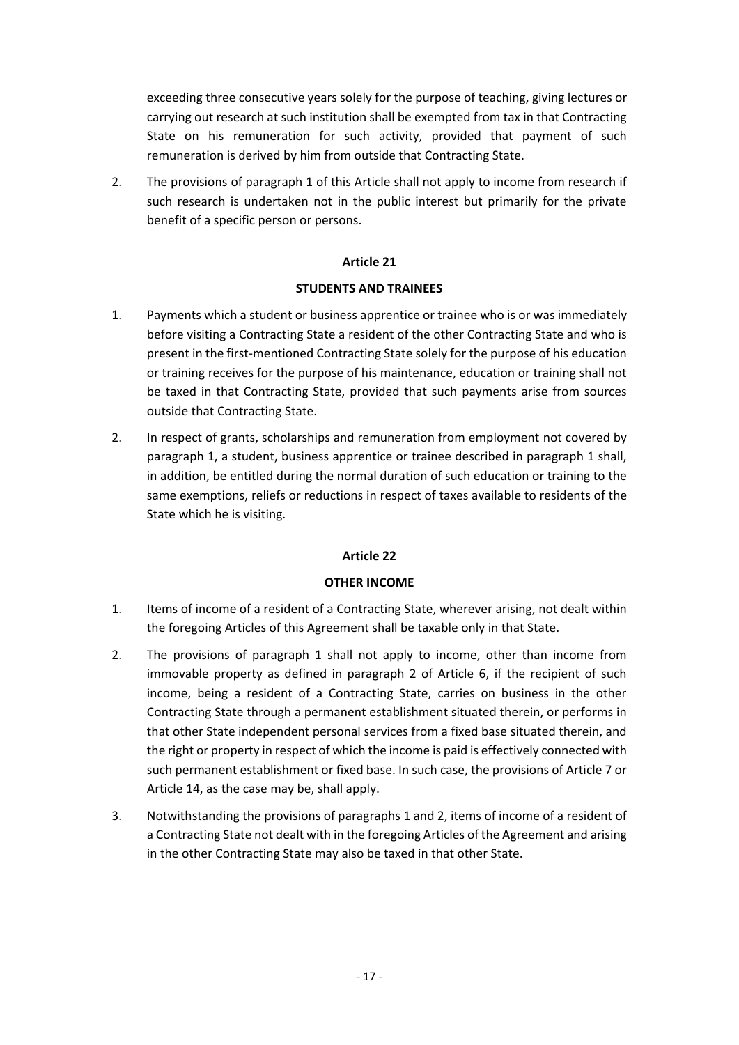exceeding three consecutive years solely for the purpose of teaching, giving lectures or carrying out research at such institution shall be exempted from tax in that Contracting State on his remuneration for such activity, provided that payment of such remuneration is derived by him from outside that Contracting State.

2. The provisions of paragraph 1 of this Article shall not apply to income from research if such research is undertaken not in the public interest but primarily for the private benefit of a specific person or persons.

**Article 21**

**STUDENTS AND TRAINEES**

1. Payments which a student or business apprentice or trainee who is or was immediately before visiting a Contracting State a resident of the other Contracting State and who is present in the first-mentioned Contracting State solely for the purpose of his education or training receives for the purpose of his maintenance, education or training shall not be taxed in that Contracting State, provided that such payments arise from sources outside that Contracting State.

2. In respect of grants, scholarships and remuneration from employment not covered by paragraph 1, a student, business apprentice or trainee described in paragraph 1 shall, in addition, be entitled during the normal duration of such education or training to the same exemptions, reliefs or reductions in respect of taxes available to residents of the State which he is visiting.

**Article 22**

**OTHER INCOME**

1. Items of income of a resident of a Contracting State, wherever arising, not dealt within the foregoing Articles of this Agreement shall be taxable only in that State.

2. The provisions of paragraph 1 shall not apply to income, other than income from immovable property as defined in paragraph 2 of Article 6, if the recipient of such income, being a resident of a Contracting State, carries on business in the other Contracting State through a permanent establishment situated therein, or performs in that other State independent personal services from a fixed base situated therein, and the right or property in respect of which the income is paid is effectively connected with such permanent establishment or fixed base. In such case, the provisions of Article 7 or Article 14, as the case may be, shall apply.

3. Notwithstanding the provisions of paragraphs 1 and 2, items of income of a resident of a Contracting State not dealt with in the foregoing Articles of the Agreement and arising in the other Contracting State may also be taxed in that other State.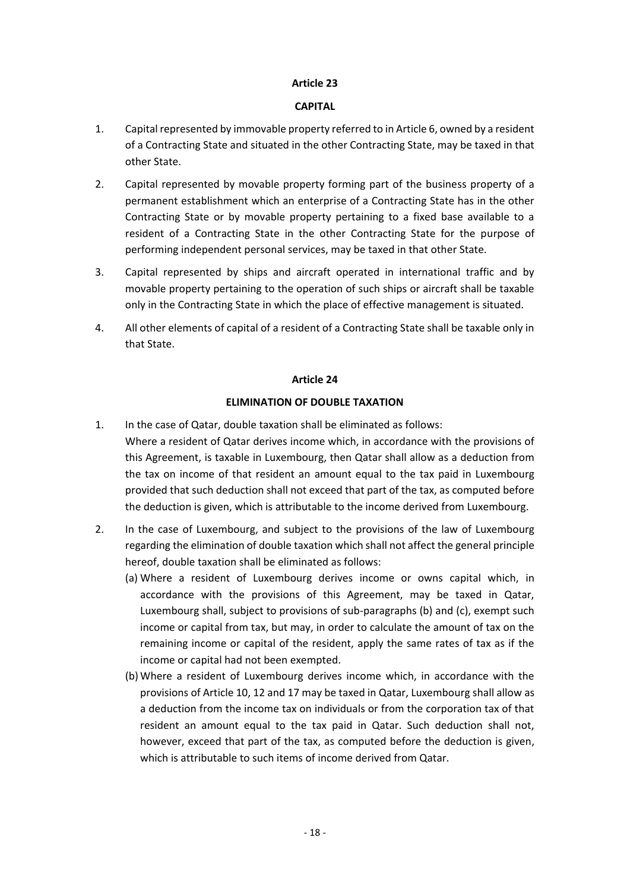## Article 23

## CAPITAL

1. Capital represented by immovable property referred to in Article 6, owned by a resident of a Contracting State and situated in the other Contracting State, may be taxed in that other State.

2. Capital represented by movable property forming part of the business property of a permanent establishment which an enterprise of a Contracting State has in the other Contracting State or by movable property pertaining to a fixed base available to a resident of a Contracting State in the other Contracting State for the purpose of performing independent personal services, may be taxed in that other State.

3. Capital represented by ships and aircraft operated in international traffic and by movable property pertaining to the operation of such ships or aircraft shall be taxable only in the Contracting State in which the place of effective management is situated.

4. All other elements of capital of a resident of a Contracting State shall be taxable only in that State.

## Article 24

## ELIMINATION OF DOUBLE TAXATION

1. In the case of Qatar, double taxation shall be eliminated as follows:
   Where a resident of Qatar derives income which, in accordance with the provisions of this Agreement, is taxable in Luxembourg, then Qatar shall allow as a deduction from the tax on income of that resident an amount equal to the tax paid in Luxembourg provided that such deduction shall not exceed that part of the tax, as computed before the deduction is given, which is attributable to the income derived from Luxembourg.

2. In the case of Luxembourg, and subject to the provisions of the law of Luxembourg regarding the elimination of double taxation which shall not affect the general principle hereof, double taxation shall be eliminated as follows:
   (a) Where a resident of Luxembourg derives income or owns capital which, in accordance with the provisions of this Agreement, may be taxed in Qatar, Luxembourg shall, subject to provisions of sub-paragraphs (b) and (c), exempt such income or capital from tax, but may, in order to calculate the amount of tax on the remaining income or capital of the resident, apply the same rates of tax as if the income or capital had not been exempted.
   (b) Where a resident of Luxembourg derives income which, in accordance with the provisions of Article 10, 12 and 17 may be taxed in Qatar, Luxembourg shall allow as a deduction from the income tax on individuals or from the corporation tax of that resident an amount equal to the tax paid in Qatar. Such deduction shall not, however, exceed that part of the tax, as computed before the deduction is given, which is attributable to such items of income derived from Qatar.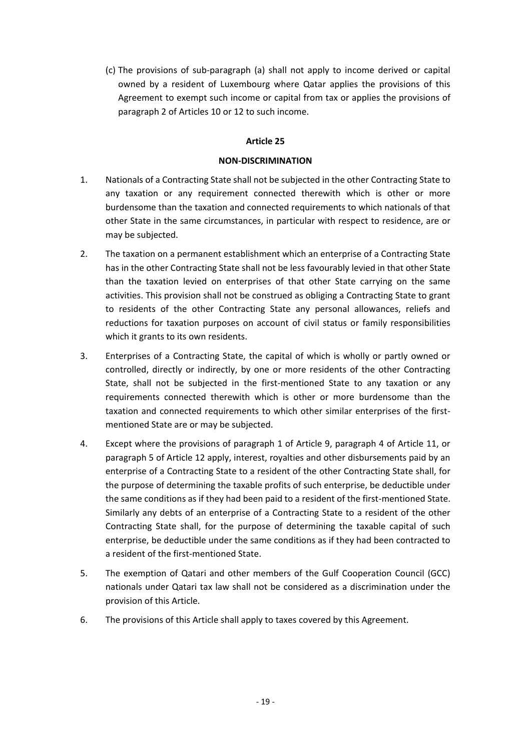(c) The provisions of sub-paragraph (a) shall not apply to income derived or capital owned by a resident of Luxembourg where Qatar applies the provisions of this Agreement to exempt such income or capital from tax or applies the provisions of paragraph 2 of Articles 10 or 12 to such income.

## Article 25

## NON-DISCRIMINATION

1. Nationals of a Contracting State shall not be subjected in the other Contracting State to any taxation or any requirement connected therewith which is other or more burdensome than the taxation and connected requirements to which nationals of that other State in the same circumstances, in particular with respect to residence, are or may be subjected.

2. The taxation on a permanent establishment which an enterprise of a Contracting State has in the other Contracting State shall not be less favourably levied in that other State than the taxation levied on enterprises of that other State carrying on the same activities. This provision shall not be construed as obliging a Contracting State to grant to residents of the other Contracting State any personal allowances, reliefs and reductions for taxation purposes on account of civil status or family responsibilities which it grants to its own residents.

3. Enterprises of a Contracting State, the capital of which is wholly or partly owned or controlled, directly or indirectly, by one or more residents of the other Contracting State, shall not be subjected in the first-mentioned State to any taxation or any requirements connected therewith which is other or more burdensome than the taxation and connected requirements to which other similar enterprises of the first-mentioned State are or may be subjected.

4. Except where the provisions of paragraph 1 of Article 9, paragraph 4 of Article 11, or paragraph 5 of Article 12 apply, interest, royalties and other disbursements paid by an enterprise of a Contracting State to a resident of the other Contracting State shall, for the purpose of determining the taxable profits of such enterprise, be deductible under the same conditions as if they had been paid to a resident of the first-mentioned State. Similarly any debts of an enterprise of a Contracting State to a resident of the other Contracting State shall, for the purpose of determining the taxable capital of such enterprise, be deductible under the same conditions as if they had been contracted to a resident of the first-mentioned State.

5. The exemption of Qatari and other members of the Gulf Cooperation Council (GCC) nationals under Qatari tax law shall not be considered as a discrimination under the provision of this Article.

6. The provisions of this Article shall apply to taxes covered by this Agreement.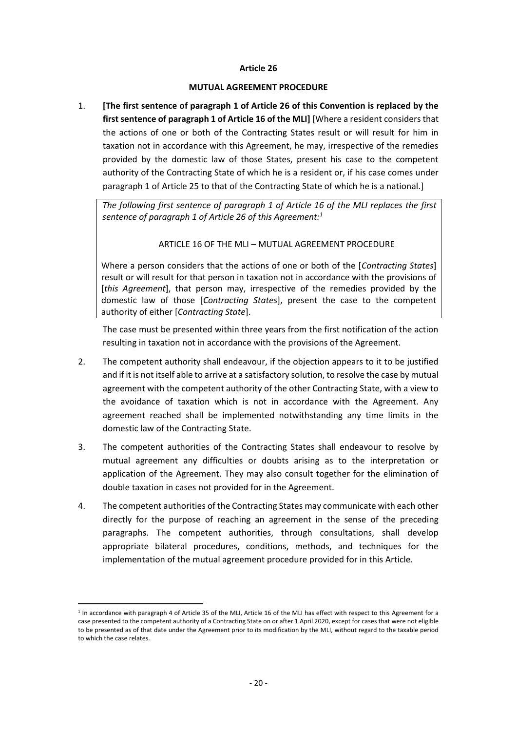**Article 26**

**MUTUAL AGREEMENT PROCEDURE**

1. **[The first sentence of paragraph 1 of Article 26 of this Convention is replaced by the first sentence of paragraph 1 of Article 16 of the MLI]** [Where a resident considers that the actions of one or both of the Contracting States result or will result for him in taxation not in accordance with this Agreement, he may, irrespective of the remedies provided by the domestic law of those States, present his case to the competent authority of the Contracting State of which he is a resident or, if his case comes under paragraph 1 of Article 25 to that of the Contracting State of which he is a national.]

> *The following first sentence of paragraph 1 of Article 16 of the MLI replaces the first sentence of paragraph 1 of Article 26 of this Agreement:*[1]
>
> ARTICLE 16 OF THE MLI – MUTUAL AGREEMENT PROCEDURE
>
> Where a person considers that the actions of one or both of the [*Contracting States*] result or will result for that person in taxation not in accordance with the provisions of [*this Agreement*], that person may, irrespective of the remedies provided by the domestic law of those [*Contracting States*], present the case to the competent authority of either [*Contracting State*].

The case must be presented within three years from the first notification of the action resulting in taxation not in accordance with the provisions of the Agreement.

2. The competent authority shall endeavour, if the objection appears to it to be justified and if it is not itself able to arrive at a satisfactory solution, to resolve the case by mutual agreement with the competent authority of the other Contracting State, with a view to the avoidance of taxation which is not in accordance with the Agreement. Any agreement reached shall be implemented notwithstanding any time limits in the domestic law of the Contracting State.

3. The competent authorities of the Contracting States shall endeavour to resolve by mutual agreement any difficulties or doubts arising as to the interpretation or application of the Agreement. They may also consult together for the elimination of double taxation in cases not provided for in the Agreement.

4. The competent authorities of the Contracting States may communicate with each other directly for the purpose of reaching an agreement in the sense of the preceding paragraphs. The competent authorities, through consultations, shall develop appropriate bilateral procedures, conditions, methods, and techniques for the implementation of the mutual agreement procedure provided for in this Article.

---

[1] In accordance with paragraph 4 of Article 35 of the MLI, Article 16 of the MLI has effect with respect to this Agreement for a case presented to the competent authority of a Contracting State on or after 1 April 2020, except for cases that were not eligible to be presented as of that date under the Agreement prior to its modification by the MLI, without regard to the taxable period to which the case relates.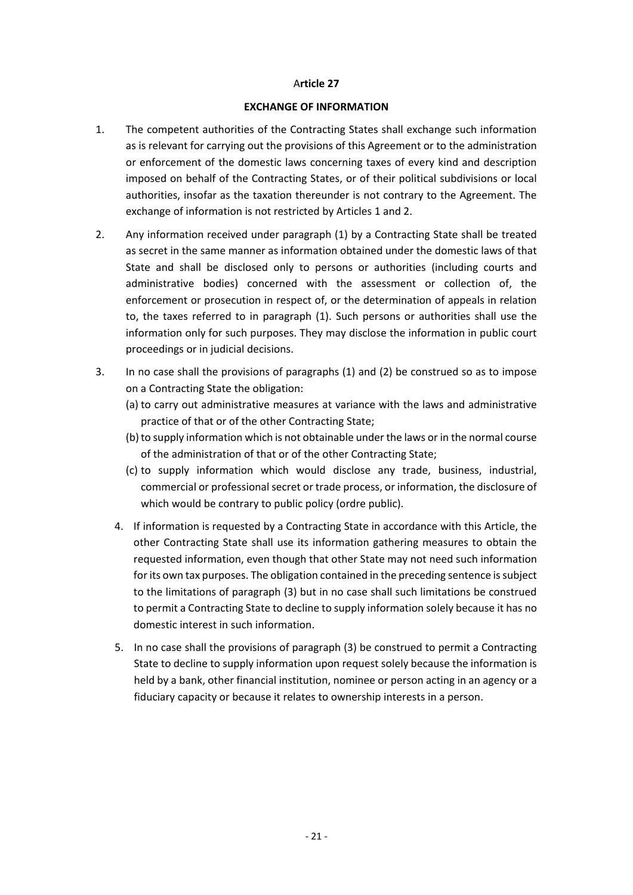**Article 27**

**EXCHANGE OF INFORMATION**

1. The competent authorities of the Contracting States shall exchange such information as is relevant for carrying out the provisions of this Agreement or to the administration or enforcement of the domestic laws concerning taxes of every kind and description imposed on behalf of the Contracting States, or of their political subdivisions or local authorities, insofar as the taxation thereunder is not contrary to the Agreement. The exchange of information is not restricted by Articles 1 and 2.

2. Any information received under paragraph (1) by a Contracting State shall be treated as secret in the same manner as information obtained under the domestic laws of that State and shall be disclosed only to persons or authorities (including courts and administrative bodies) concerned with the assessment or collection of, the enforcement or prosecution in respect of, or the determination of appeals in relation to, the taxes referred to in paragraph (1). Such persons or authorities shall use the information only for such purposes. They may disclose the information in public court proceedings or in judicial decisions.

3. In no case shall the provisions of paragraphs (1) and (2) be construed so as to impose on a Contracting State the obligation:
   (a) to carry out administrative measures at variance with the laws and administrative practice of that or of the other Contracting State;
   (b) to supply information which is not obtainable under the laws or in the normal course of the administration of that or of the other Contracting State;
   (c) to supply information which would disclose any trade, business, industrial, commercial or professional secret or trade process, or information, the disclosure of which would be contrary to public policy (ordre public).

4. If information is requested by a Contracting State in accordance with this Article, the other Contracting State shall use its information gathering measures to obtain the requested information, even though that other State may not need such information for its own tax purposes. The obligation contained in the preceding sentence is subject to the limitations of paragraph (3) but in no case shall such limitations be construed to permit a Contracting State to decline to supply information solely because it has no domestic interest in such information.

5. In no case shall the provisions of paragraph (3) be construed to permit a Contracting State to decline to supply information upon request solely because the information is held by a bank, other financial institution, nominee or person acting in an agency or a fiduciary capacity or because it relates to ownership interests in a person.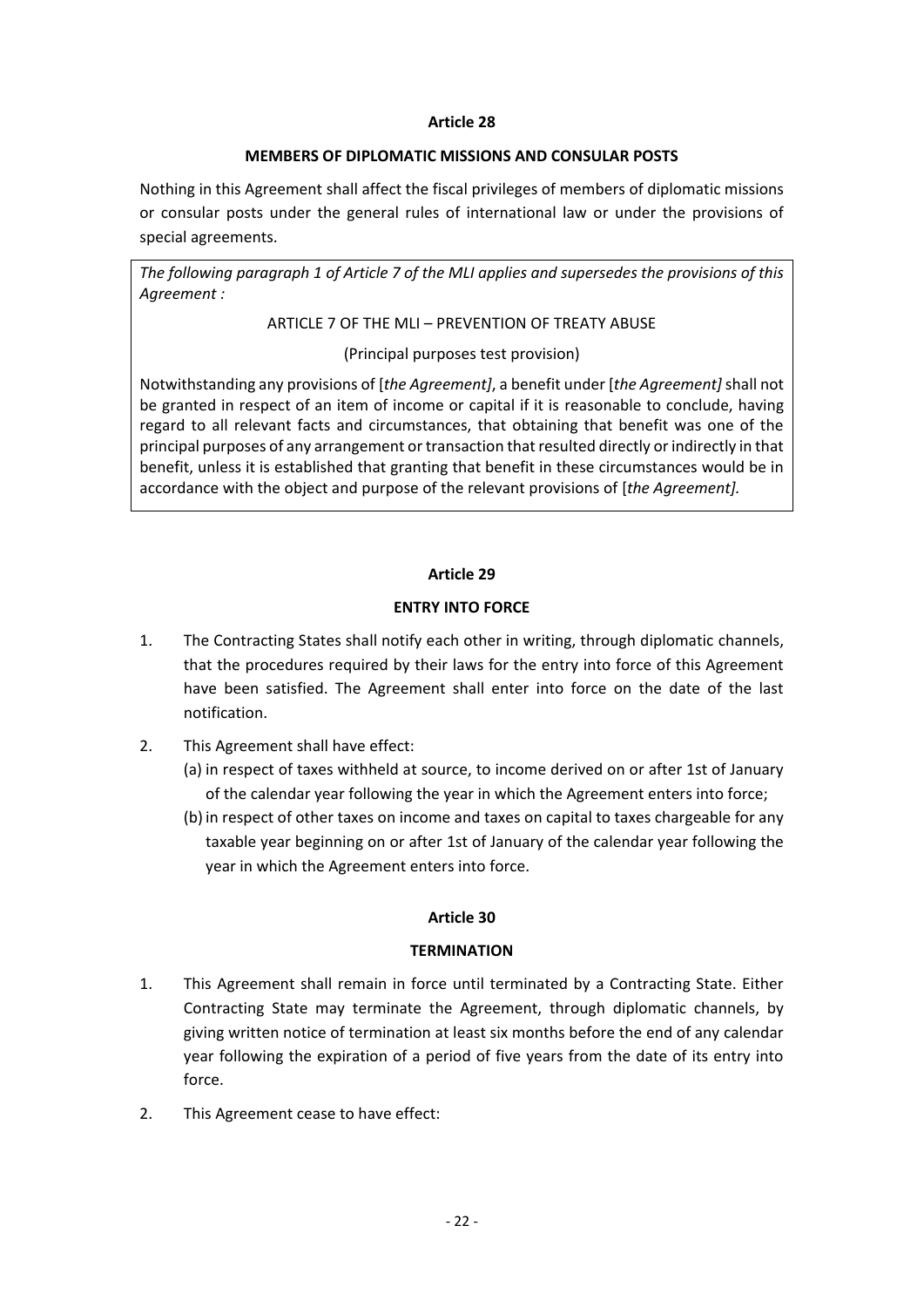## Article 28

### MEMBERS OF DIPLOMATIC MISSIONS AND CONSULAR POSTS

Nothing in this Agreement shall affect the fiscal privileges of members of diplomatic missions or consular posts under the general rules of international law or under the provisions of special agreements.

*The following paragraph 1 of Article 7 of the MLI applies and supersedes the provisions of this Agreement :*

ARTICLE 7 OF THE MLI – PREVENTION OF TREATY ABUSE

(Principal purposes test provision)

Notwithstanding any provisions of [*the Agreement]*, a benefit under [*the Agreement]* shall not be granted in respect of an item of income or capital if it is reasonable to conclude, having regard to all relevant facts and circumstances, that obtaining that benefit was one of the principal purposes of any arrangement or transaction that resulted directly or indirectly in that benefit, unless it is established that granting that benefit in these circumstances would be in accordance with the object and purpose of the relevant provisions of [*the Agreement].*

## Article 29

### ENTRY INTO FORCE

1. The Contracting States shall notify each other in writing, through diplomatic channels, that the procedures required by their laws for the entry into force of this Agreement have been satisfied. The Agreement shall enter into force on the date of the last notification.

2. This Agreement shall have effect:
   (a) in respect of taxes withheld at source, to income derived on or after 1st of January of the calendar year following the year in which the Agreement enters into force;
   (b) in respect of other taxes on income and taxes on capital to taxes chargeable for any taxable year beginning on or after 1st of January of the calendar year following the year in which the Agreement enters into force.

## Article 30

### TERMINATION

1. This Agreement shall remain in force until terminated by a Contracting State. Either Contracting State may terminate the Agreement, through diplomatic channels, by giving written notice of termination at least six months before the end of any calendar year following the expiration of a period of five years from the date of its entry into force.

2. This Agreement cease to have effect: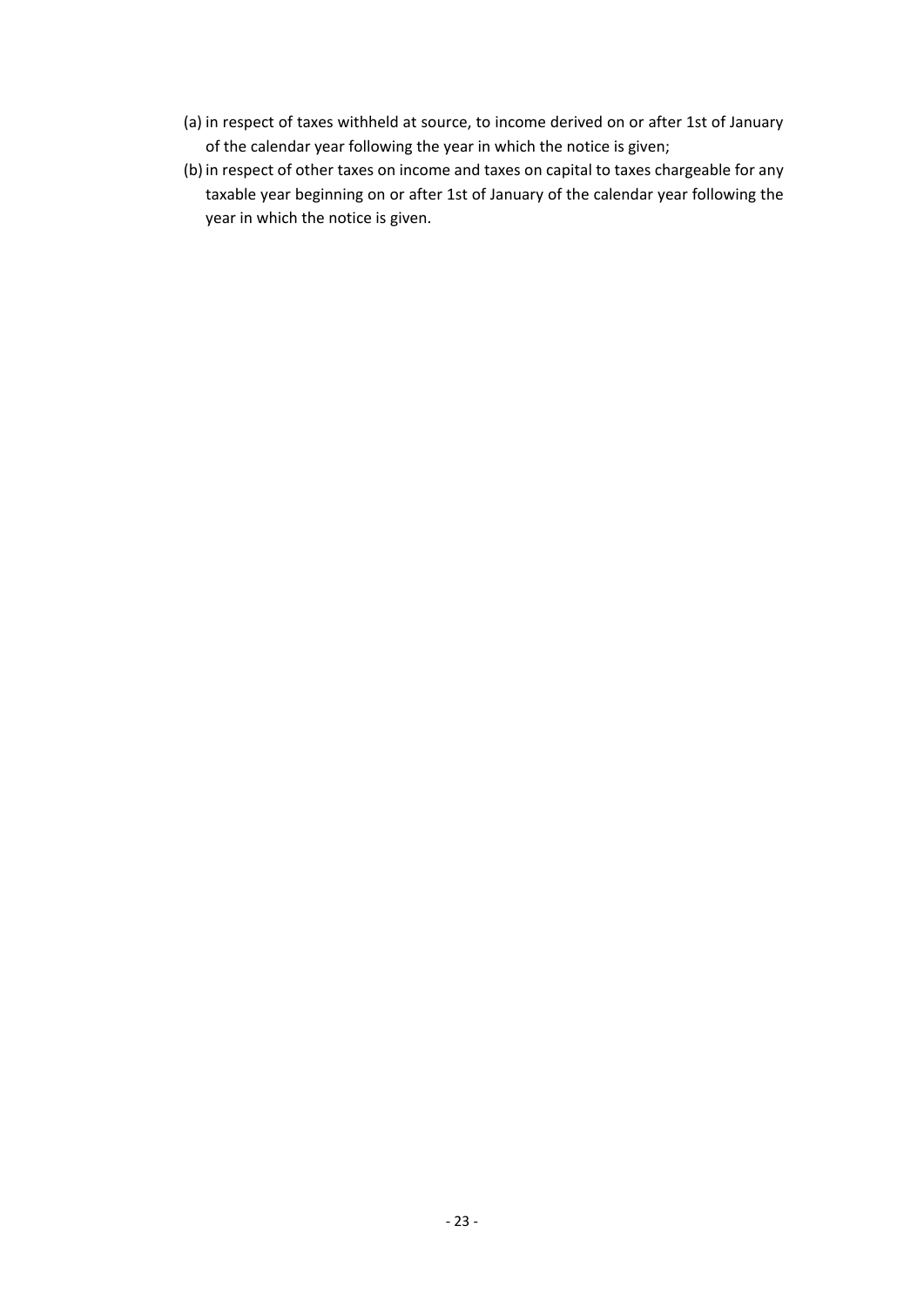(a) in respect of taxes withheld at source, to income derived on or after 1st of January of the calendar year following the year in which the notice is given;

(b) in respect of other taxes on income and taxes on capital to taxes chargeable for any taxable year beginning on or after 1st of January of the calendar year following the year in which the notice is given.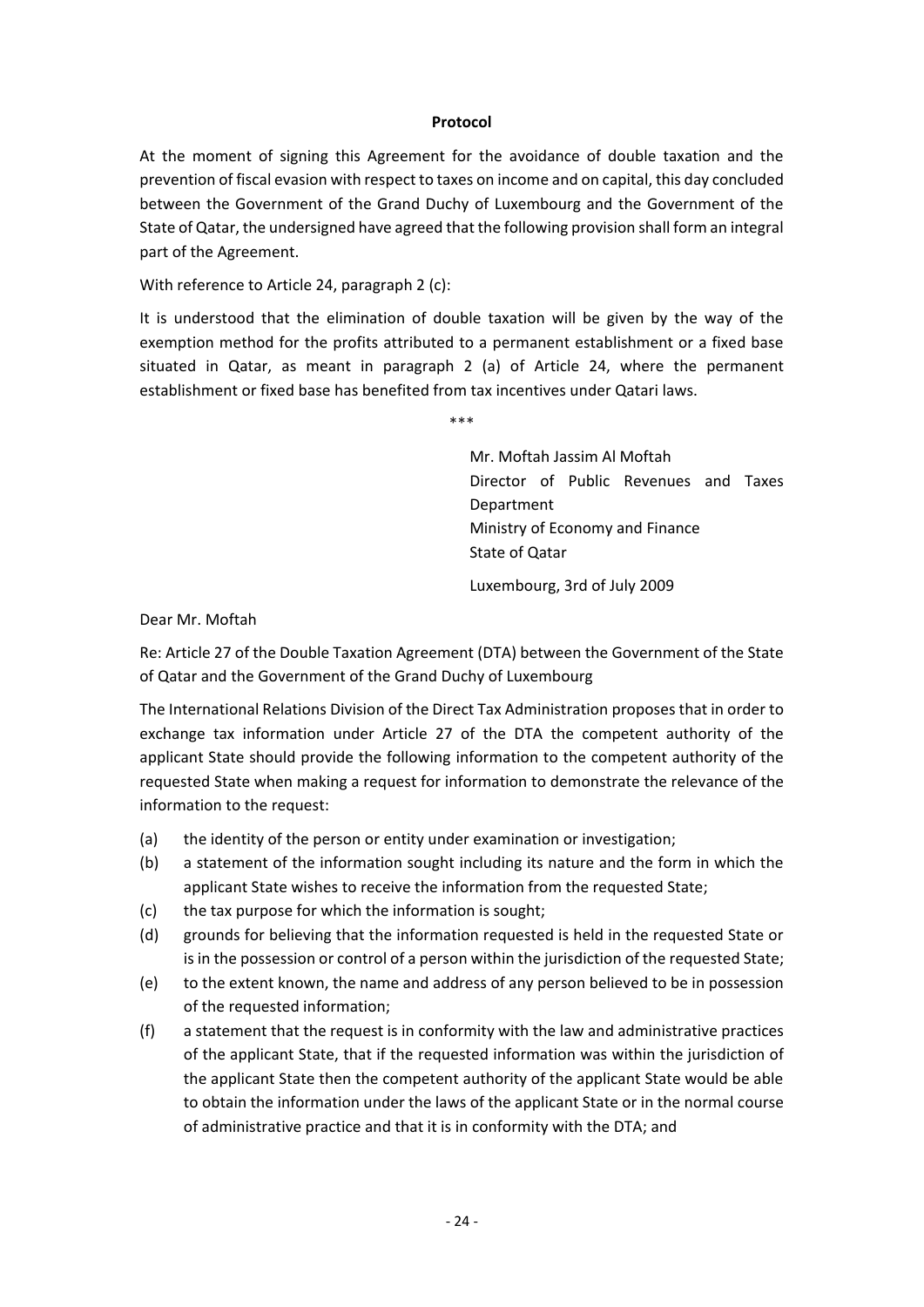**Protocol**

At the moment of signing this Agreement for the avoidance of double taxation and the prevention of fiscal evasion with respect to taxes on income and on capital, this day concluded between the Government of the Grand Duchy of Luxembourg and the Government of the State of Qatar, the undersigned have agreed that the following provision shall form an integral part of the Agreement.

With reference to Article 24, paragraph 2 (c):

It is understood that the elimination of double taxation will be given by the way of the exemption method for the profits attributed to a permanent establishment or a fixed base situated in Qatar, as meant in paragraph 2 (a) of Article 24, where the permanent establishment or fixed base has benefited from tax incentives under Qatari laws.

\*\*\*

Mr. Moftah Jassim Al Moftah
Director of Public Revenues and Taxes Department
Ministry of Economy and Finance
State of Qatar

Luxembourg, 3rd of July 2009

Dear Mr. Moftah

Re: Article 27 of the Double Taxation Agreement (DTA) between the Government of the State of Qatar and the Government of the Grand Duchy of Luxembourg

The International Relations Division of the Direct Tax Administration proposes that in order to exchange tax information under Article 27 of the DTA the competent authority of the applicant State should provide the following information to the competent authority of the requested State when making a request for information to demonstrate the relevance of the information to the request:

(a) the identity of the person or entity under examination or investigation;

(b) a statement of the information sought including its nature and the form in which the applicant State wishes to receive the information from the requested State;

(c) the tax purpose for which the information is sought;

(d) grounds for believing that the information requested is held in the requested State or is in the possession or control of a person within the jurisdiction of the requested State;

(e) to the extent known, the name and address of any person believed to be in possession of the requested information;

(f) a statement that the request is in conformity with the law and administrative practices of the applicant State, that if the requested information was within the jurisdiction of the applicant State then the competent authority of the applicant State would be able to obtain the information under the laws of the applicant State or in the normal course of administrative practice and that it is in conformity with the DTA; and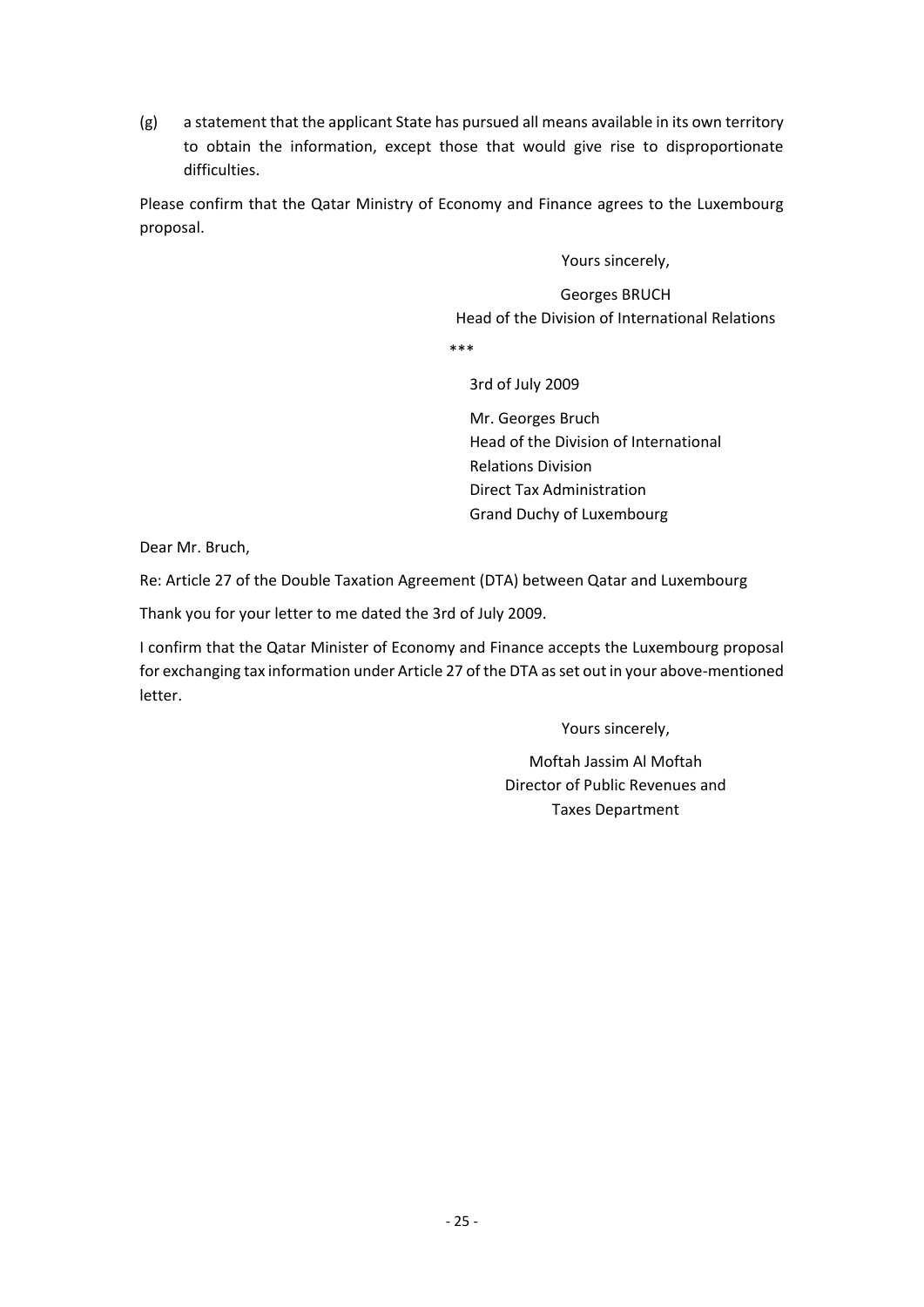(g) a statement that the applicant State has pursued all means available in its own territory to obtain the information, except those that would give rise to disproportionate difficulties.

Please confirm that the Qatar Ministry of Economy and Finance agrees to the Luxembourg proposal.

Yours sincerely,

Georges BRUCH
Head of the Division of International Relations

\*\*\*

3rd of July 2009

Mr. Georges Bruch
Head of the Division of International Relations Division
Direct Tax Administration
Grand Duchy of Luxembourg

Dear Mr. Bruch,

Re: Article 27 of the Double Taxation Agreement (DTA) between Qatar and Luxembourg

Thank you for your letter to me dated the 3rd of July 2009.

I confirm that the Qatar Minister of Economy and Finance accepts the Luxembourg proposal for exchanging tax information under Article 27 of the DTA as set out in your above-mentioned letter.

Yours sincerely,

Moftah Jassim Al Moftah
Director of Public Revenues and Taxes Department